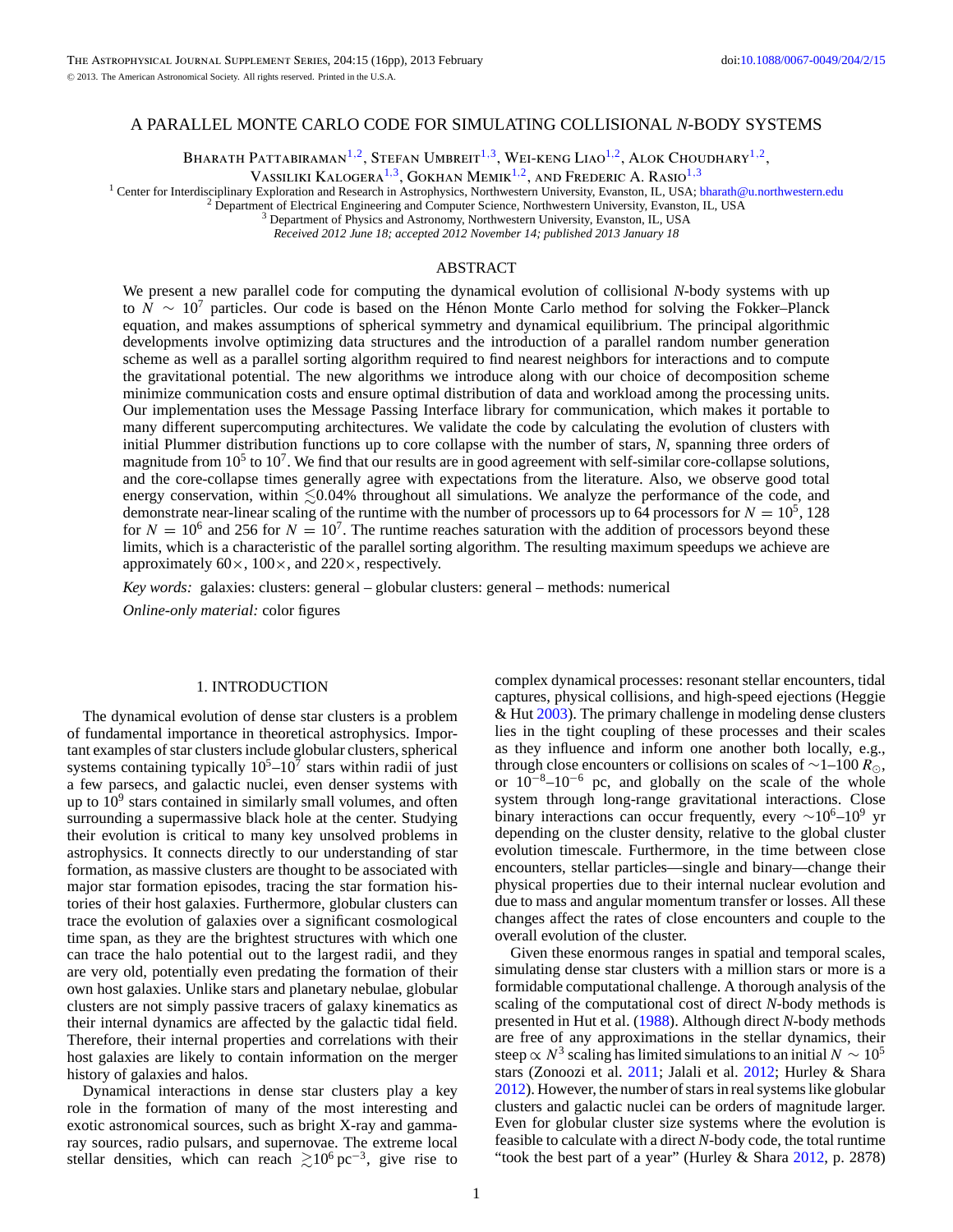# A PARALLEL MONTE CARLO CODE FOR SIMULATING COLLISIONAL *N*-BODY SYSTEMS

Bharath Pattabiraman[1,2], Stefan Umbreit[1,3], Wei-keng Liao[1,2], Alok Choudhary[1,2], Vassiliki Kalogera[1,3], Gokhan Memik[1,2], and Frederic A. Rasio[1,3]

[1] Center for Interdisciplinary Exploration and Research in Astrophysics, Northwestern University, Evanston, IL, USA; bharath@u.northwestern.edu
[2] Department of Electrical Engineering and Computer Science, Northwestern University, Evanston, IL, USA
[3] Department of Physics and Astronomy, Northwestern University, Evanston, IL, USA

*Received 2012 June 18; accepted 2012 November 14; published 2013 January 18*

## ABSTRACT

We present a new parallel code for computing the dynamical evolution of collisional *N*-body systems with up to $N \sim 10^7$ particles. Our code is based on the Hénon Monte Carlo method for solving the Fokker–Planck equation, and makes assumptions of spherical symmetry and dynamical equilibrium. The principal algorithmic developments involve optimizing data structures and the introduction of a parallel random number generation scheme as well as a parallel sorting algorithm required to find nearest neighbors for interactions and to compute the gravitational potential. The new algorithms we introduce along with our choice of decomposition scheme minimize communication costs and ensure optimal distribution of data and workload among the processing units. Our implementation uses the Message Passing Interface library for communication, which makes it portable to many different supercomputing architectures. We validate the code by calculating the evolution of clusters with initial Plummer distribution functions up to core collapse with the number of stars, *N*, spanning three orders of magnitude from $10^5$ to $10^7$. We find that our results are in good agreement with self-similar core-collapse solutions, and the core-collapse times generally agree with expectations from the literature. Also, we observe good total energy conservation, within $\lesssim$0.04% throughout all simulations. We analyze the performance of the code, and demonstrate near-linear scaling of the runtime with the number of processors up to 64 processors for $N = 10^5$, 128 for $N = 10^6$ and 256 for $N = 10^7$. The runtime reaches saturation with the addition of processors beyond these limits, which is a characteristic of the parallel sorting algorithm. The resulting maximum speedups we achieve are approximately 60×, 100×, and 220×, respectively.

*Key words:* galaxies: clusters: general – globular clusters: general – methods: numerical

*Online-only material:* color figures

## 1. INTRODUCTION

The dynamical evolution of dense star clusters is a problem of fundamental importance in theoretical astrophysics. Important examples of star clusters include globular clusters, spherical systems containing typically $10^5$–$10^7$ stars within radii of just a few parsecs, and galactic nuclei, even denser systems with up to $10^9$ stars contained in similarly small volumes, and often surrounding a supermassive black hole at the center. Studying their evolution is critical to many key unsolved problems in astrophysics. It connects directly to our understanding of star formation, as massive clusters are thought to be associated with major star formation episodes, tracing the star formation histories of their host galaxies. Furthermore, globular clusters can trace the evolution of galaxies over a significant cosmological time span, as they are the brightest structures with which one can trace the halo potential out to the largest radii, and they are very old, potentially even predating the formation of their own host galaxies. Unlike stars and planetary nebulae, globular clusters are not simply passive tracers of galaxy kinematics as their internal dynamics are affected by the galactic tidal field. Therefore, their internal properties and correlations with their host galaxies are likely to contain information on the merger history of galaxies and halos.

Dynamical interactions in dense star clusters play a key role in the formation of many of the most interesting and exotic astronomical sources, such as bright X-ray and gamma-ray sources, radio pulsars, and supernovae. The extreme local stellar densities, which can reach $\gtrsim 10^6\,\mathrm{pc}^{-3}$, give rise to complex dynamical processes: resonant stellar encounters, tidal captures, physical collisions, and high-speed ejections (Heggie & Hut 2003). The primary challenge in modeling dense clusters lies in the tight coupling of these processes and their scales as they influence and inform one another both locally, e.g., through close encounters or collisions on scales of $\sim$1–100 $R_\odot$, or $10^{-8}$–$10^{-6}$ pc, and globally on the scale of the whole system through long-range gravitational interactions. Close binary interactions can occur frequently, every $\sim 10^6$–$10^9$ yr depending on the cluster density, relative to the global cluster evolution timescale. Furthermore, in the time between close encounters, stellar particles—single and binary—change their physical properties due to their internal nuclear evolution and due to mass and angular momentum transfer or losses. All these changes affect the rates of close encounters and couple to the overall evolution of the cluster.

Given these enormous ranges in spatial and temporal scales, simulating dense star clusters with a million stars or more is a formidable computational challenge. A thorough analysis of the scaling of the computational cost of direct *N*-body methods is presented in Hut et al. (1988). Although direct *N*-body methods are free of any approximations in the stellar dynamics, their steep $\propto N^3$ scaling has limited simulations to an initial $N \sim 10^5$ stars (Zonoozi et al. 2011; Jalali et al. 2012; Hurley & Shara 2012). However, the number of stars in real systems like globular clusters and galactic nuclei can be orders of magnitude larger. Even for globular cluster size systems where the evolution is feasible to calculate with a direct *N*-body code, the total runtime "took the best part of a year" (Hurley & Shara 2012, p. 2878)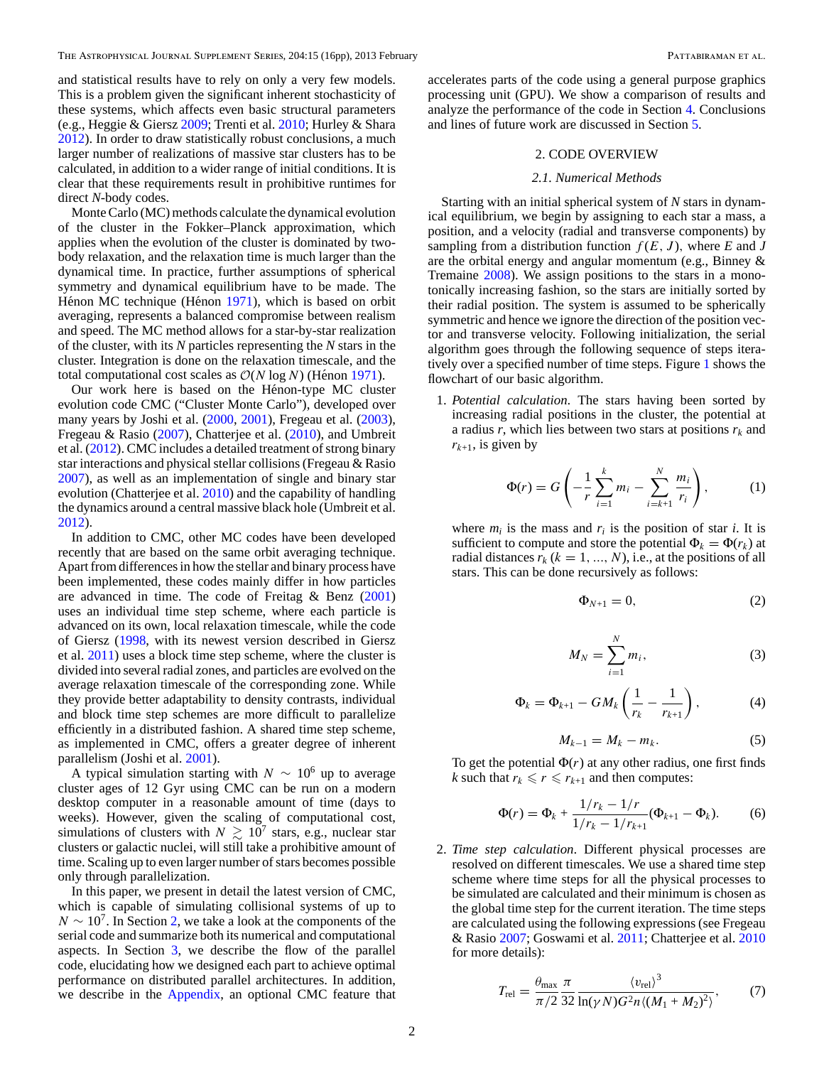and statistical results have to rely on only a very few models. This is a problem given the significant inherent stochasticity of these systems, which affects even basic structural parameters (e.g., Heggie & Giersz 2009; Trenti et al. 2010; Hurley & Shara 2012). In order to draw statistically robust conclusions, a much larger number of realizations of massive star clusters has to be calculated, in addition to a wider range of initial conditions. It is clear that these requirements result in prohibitive runtimes for direct *N*-body codes.

Monte Carlo (MC) methods calculate the dynamical evolution of the cluster in the Fokker–Planck approximation, which applies when the evolution of the cluster is dominated by two-body relaxation, and the relaxation time is much larger than the dynamical time. In practice, further assumptions of spherical symmetry and dynamical equilibrium have to be made. The Hénon MC technique (Hénon 1971), which is based on orbit averaging, represents a balanced compromise between realism and speed. The MC method allows for a star-by-star realization of the cluster, with its *N* particles representing the *N* stars in the cluster. Integration is done on the relaxation timescale, and the total computational cost scales as $\mathcal{O}(N \log N)$ (Hénon 1971).

Our work here is based on the Hénon-type MC cluster evolution code CMC ("Cluster Monte Carlo"), developed over many years by Joshi et al. (2000, 2001), Fregeau et al. (2003), Fregeau & Rasio (2007), Chatterjee et al. (2010), and Umbreit et al. (2012). CMC includes a detailed treatment of strong binary star interactions and physical stellar collisions (Fregeau & Rasio 2007), as well as an implementation of single and binary star evolution (Chatterjee et al. 2010) and the capability of handling the dynamics around a central massive black hole (Umbreit et al. 2012).

In addition to CMC, other MC codes have been developed recently that are based on the same orbit averaging technique. Apart from differences in how the stellar and binary process have been implemented, these codes mainly differ in how particles are advanced in time. The code of Freitag & Benz (2001) uses an individual time step scheme, where each particle is advanced on its own, local relaxation timescale, while the code of Giersz (1998, with its newest version described in Giersz et al. 2011) uses a block time step scheme, where the cluster is divided into several radial zones, and particles are evolved on the average relaxation timescale of the corresponding zone. While they provide better adaptability to density contrasts, individual and block time step schemes are more difficult to parallelize efficiently in a distributed fashion. A shared time step scheme, as implemented in CMC, offers a greater degree of inherent parallelism (Joshi et al. 2001).

A typical simulation starting with $N \sim 10^6$ up to average cluster ages of 12 Gyr using CMC can be run on a modern desktop computer in a reasonable amount of time (days to weeks). However, given the scaling of computational cost, simulations of clusters with $N \gtrsim 10^7$ stars, e.g., nuclear star clusters or galactic nuclei, will still take a prohibitive amount of time. Scaling up to even larger number of stars becomes possible only through parallelization.

In this paper, we present in detail the latest version of CMC, which is capable of simulating collisional systems of up to $N \sim 10^7$. In Section 2, we take a look at the components of the serial code and summarize both its numerical and computational aspects. In Section 3, we describe the flow of the parallel code, elucidating how we designed each part to achieve optimal performance on distributed parallel architectures. In addition, we describe in the Appendix, an optional CMC feature that accelerates parts of the code using a general purpose graphics processing unit (GPU). We show a comparison of results and analyze the performance of the code in Section 4. Conclusions and lines of future work are discussed in Section 5.

## 2. CODE OVERVIEW

### 2.1. Numerical Methods

Starting with an initial spherical system of *N* stars in dynamical equilibrium, we begin by assigning to each star a mass, a position, and a velocity (radial and transverse components) by sampling from a distribution function $f(E, J)$, where *E* and *J* are the orbital energy and angular momentum (e.g., Binney & Tremaine 2008). We assign positions to the stars in a monotonically increasing fashion, so the stars are initially sorted by their radial position. The system is assumed to be spherically symmetric and hence we ignore the direction of the position vector and transverse velocity. Following initialization, the serial algorithm goes through the following sequence of steps iteratively over a specified number of time steps. Figure 1 shows the flowchart of our basic algorithm.

1. *Potential calculation*. The stars having been sorted by increasing radial positions in the cluster, the potential at a radius *r*, which lies between two stars at positions $r_k$ and $r_{k+1}$, is given by

$$\Phi(r) = G\left(-\frac{1}{r}\sum_{i=1}^{k} m_i - \sum_{i=k+1}^{N} \frac{m_i}{r_i}\right), \tag{1}$$

   where $m_i$ is the mass and $r_i$ is the position of star *i*. It is sufficient to compute and store the potential $\Phi_k = \Phi(r_k)$ at radial distances $r_k$ ($k = 1, \ldots, N$), i.e., at the positions of all stars. This can be done recursively as follows:

$$\Phi_{N+1} = 0, \tag{2}$$

$$M_N = \sum_{i=1}^{N} m_i, \tag{3}$$

$$\Phi_k = \Phi_{k+1} - GM_k\left(\frac{1}{r_k} - \frac{1}{r_{k+1}}\right), \tag{4}$$

$$M_{k-1} = M_k - m_k. \tag{5}$$

   To get the potential $\Phi(r)$ at any other radius, one first finds *k* such that $r_k \leqslant r \leqslant r_{k+1}$ and then computes:

$$\Phi(r) = \Phi_k + \frac{1/r_k - 1/r}{1/r_k - 1/r_{k+1}}(\Phi_{k+1} - \Phi_k). \tag{6}$$

2. *Time step calculation*. Different physical processes are resolved on different timescales. We use a shared time step scheme where time steps for all the physical processes to be simulated are calculated and their minimum is chosen as the global time step for the current iteration. The time steps are calculated using the following expressions (see Fregeau & Rasio 2007; Goswami et al. 2011; Chatterjee et al. 2010 for more details):

$$T_{\rm rel} = \frac{\theta_{\rm max}}{\pi/2}\frac{\pi}{32}\frac{\langle v_{\rm rel}\rangle^3}{\ln(\gamma N)G^2 n\langle(M_1 + M_2)^2\rangle}, \tag{7}$$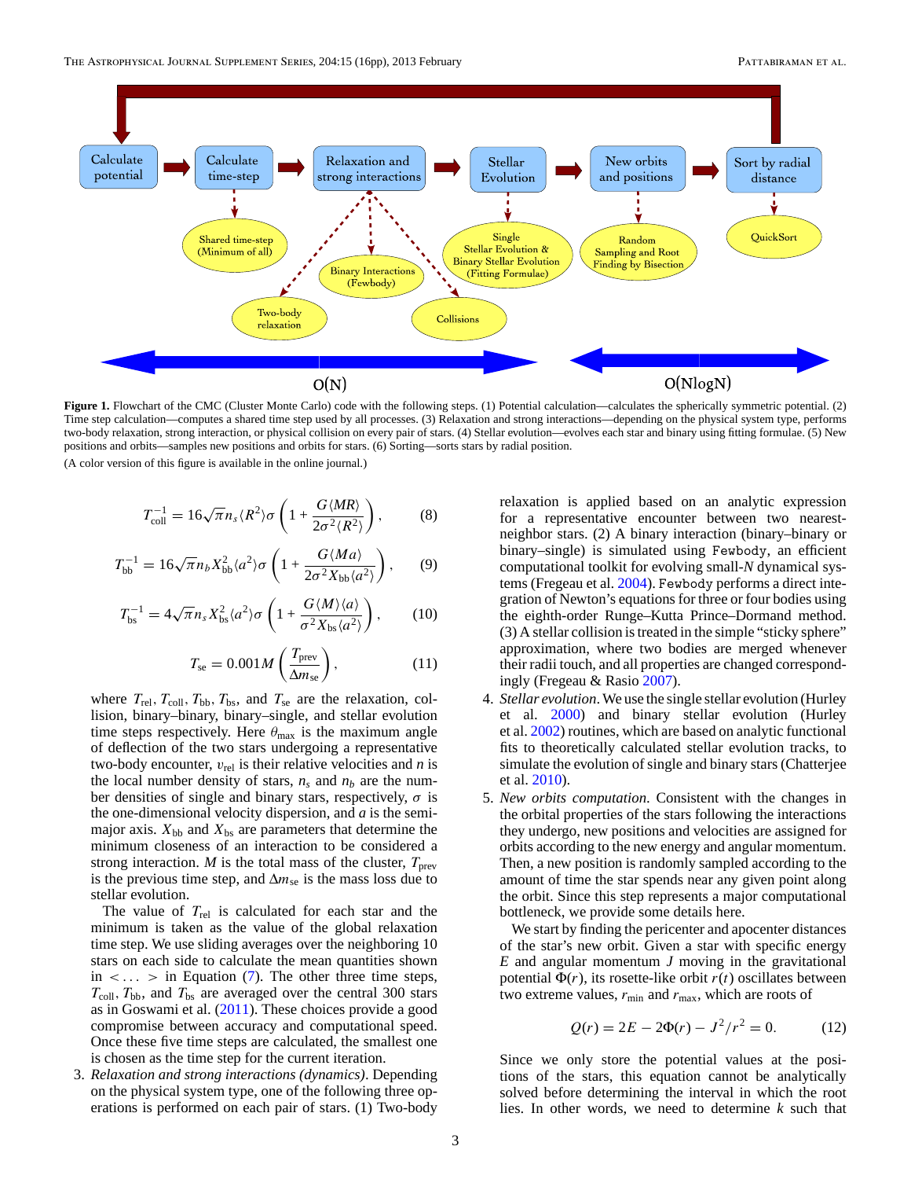**Figure 1.** Flowchart of the CMC (Cluster Monte Carlo) code with the following steps. (1) Potential calculation—calculates the spherically symmetric potential. (2) Time step calculation—computes a shared time step used by all processes. (3) Relaxation and strong interactions—depending on the physical system type, performs two-body relaxation, strong interaction, or physical collision on every pair of stars. (4) Stellar evolution—evolves each star and binary using fitting formulae. (5) New positions and orbits—samples new positions and orbits for stars. (6) Sorting—sorts stars by radial position.

(A color version of this figure is available in the online journal.)

$$T_{\rm coll}^{-1} = 16\sqrt{\pi} n_s \langle R^2 \rangle \sigma \left(1 + \frac{G\langle MR \rangle}{2\sigma^2 \langle R^2 \rangle}\right), \tag{8}$$

$$T_{\rm bb}^{-1} = 16\sqrt{\pi} n_b X_{\rm bb}^2 \langle a^2 \rangle \sigma \left(1 + \frac{G\langle Ma \rangle}{2\sigma^2 X_{\rm bb} \langle a^2 \rangle}\right), \tag{9}$$

$$T_{\rm bs}^{-1} = 4\sqrt{\pi} n_s X_{\rm bs}^2 \langle a^2 \rangle \sigma \left(1 + \frac{G\langle M \rangle \langle a \rangle}{\sigma^2 X_{\rm bs} \langle a^2 \rangle}\right), \tag{10}$$

$$T_{\rm se} = 0.001 M \left(\frac{T_{\rm prev}}{\Delta m_{\rm se}}\right), \tag{11}$$

where $T_{\rm rel}$, $T_{\rm coll}$, $T_{\rm bb}$, $T_{\rm bs}$, and $T_{\rm se}$ are the relaxation, collision, binary–binary, binary–single, and stellar evolution time steps respectively. Here $\theta_{\rm max}$ is the maximum angle of deflection of the two stars undergoing a representative two-body encounter, $v_{\rm rel}$ is their relative velocities and $n$ is the local number density of stars, $n_s$ and $n_b$ are the number densities of single and binary stars, respectively, $\sigma$ is the one-dimensional velocity dispersion, and $a$ is the semi-major axis. $X_{\rm bb}$ and $X_{\rm bs}$ are parameters that determine the minimum closeness of an interaction to be considered a strong interaction. $M$ is the total mass of the cluster, $T_{\rm prev}$ is the previous time step, and $\Delta m_{\rm se}$ is the mass loss due to stellar evolution.

The value of $T_{\rm rel}$ is calculated for each star and the minimum is taken as the value of the global relaxation time step. We use sliding averages over the neighboring 10 stars on each side to calculate the mean quantities shown in $< \ldots >$ in Equation (7). The other three time steps, $T_{\rm coll}$, $T_{\rm bb}$, and $T_{\rm bs}$ are averaged over the central 300 stars as in Goswami et al. (2011). These choices provide a good compromise between accuracy and computational speed. Once these five time steps are calculated, the smallest one is chosen as the time step for the current iteration.

3. *Relaxation and strong interactions (dynamics)*. Depending on the physical system type, one of the following three operations is performed on each pair of stars. (1) Two-body relaxation is applied based on an analytic expression for a representative encounter between two nearest-neighbor stars. (2) A binary interaction (binary–binary or binary–single) is simulated using `Fewbody`, an efficient computational toolkit for evolving small-$N$ dynamical systems (Fregeau et al. 2004). `Fewbody` performs a direct integration of Newton's equations for three or four bodies using the eighth-order Runge–Kutta Prince–Dormand method. (3) A stellar collision is treated in the simple "sticky sphere" approximation, where two bodies are merged whenever their radii touch, and all properties are changed correspondingly (Fregeau & Rasio 2007).
4. *Stellar evolution*. We use the single stellar evolution (Hurley et al. 2000) and binary stellar evolution (Hurley et al. 2002) routines, which are based on analytic functional fits to theoretically calculated stellar evolution tracks, to simulate the evolution of single and binary stars (Chatterjee et al. 2010).
5. *New orbits computation*. Consistent with the changes in the orbital properties of the stars following the interactions they undergo, new positions and velocities are assigned for orbits according to the new energy and angular momentum. Then, a new position is randomly sampled according to the amount of time the star spends near any given point along the orbit. Since this step represents a major computational bottleneck, we provide some details here.

We start by finding the pericenter and apocenter distances of the star's new orbit. Given a star with specific energy $E$ and angular momentum $J$ moving in the gravitational potential $\Phi(r)$, its rosette-like orbit $r(t)$ oscillates between two extreme values, $r_{\rm min}$ and $r_{\rm max}$, which are roots of

$$Q(r) = 2E - 2\Phi(r) - J^2/r^2 = 0. \tag{12}$$

Since we only store the potential values at the positions of the stars, this equation cannot be analytically solved before determining the interval in which the root lies. In other words, we need to determine $k$ such that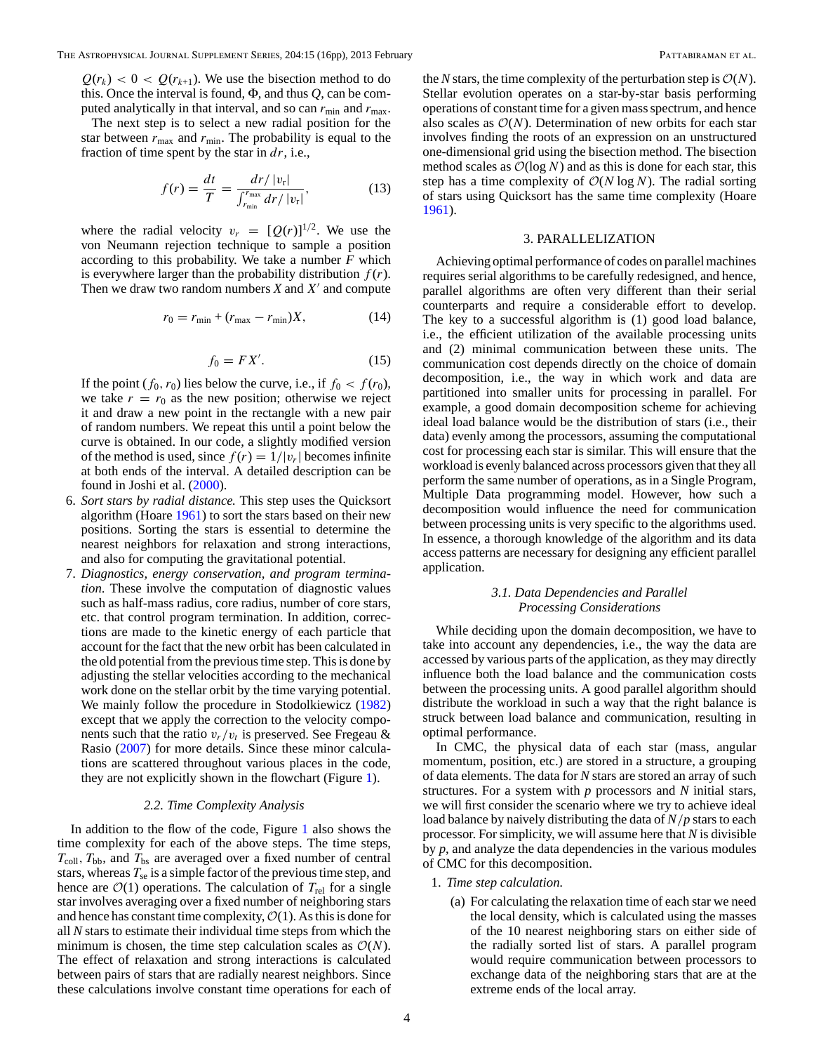$Q(r_k) < 0 < Q(r_{k+1})$. We use the bisection method to do this. Once the interval is found, $\Phi$, and thus $Q$, can be computed analytically in that interval, and so can $r_{\rm min}$ and $r_{\rm max}$.

The next step is to select a new radial position for the star between $r_{\rm max}$ and $r_{\rm min}$. The probability is equal to the fraction of time spent by the star in $dr$, i.e.,

$$f(r) = \frac{dt}{T} = \frac{dr/|v_{\rm r}|}{\int_{r_{\rm min}}^{r_{\rm max}} dr/|v_{\rm r}|}, \qquad (13)$$

where the radial velocity $v_r = [Q(r)]^{1/2}$. We use the von Neumann rejection technique to sample a position according to this probability. We take a number $F$ which is everywhere larger than the probability distribution $f(r)$. Then we draw two random numbers $X$ and $X'$ and compute

$$r_0 = r_{\rm min} + (r_{\rm max} - r_{\rm min})X, \qquad (14)$$

$$f_0 = FX'. \qquad (15)$$

If the point $(f_0, r_0)$ lies below the curve, i.e., if $f_0 < f(r_0)$, we take $r = r_0$ as the new position; otherwise we reject it and draw a new point in the rectangle with a new pair of random numbers. We repeat this until a point below the curve is obtained. In our code, a slightly modified version of the method is used, since $f(r) = 1/|v_r|$ becomes infinite at both ends of the interval. A detailed description can be found in Joshi et al. (2000).

6. *Sort stars by radial distance.* This step uses the Quicksort algorithm (Hoare 1961) to sort the stars based on their new positions. Sorting the stars is essential to determine the nearest neighbors for relaxation and strong interactions, and also for computing the gravitational potential.
7. *Diagnostics, energy conservation, and program termination.* These involve the computation of diagnostic values such as half-mass radius, core radius, number of core stars, etc. that control program termination. In addition, corrections are made to the kinetic energy of each particle that account for the fact that the new orbit has been calculated in the old potential from the previous time step. This is done by adjusting the stellar velocities according to the mechanical work done on the stellar orbit by the time varying potential. We mainly follow the procedure in Stodolkiewicz (1982) except that we apply the correction to the velocity components such that the ratio $v_r/v_t$ is preserved. See Fregeau & Rasio (2007) for more details. Since these minor calculations are scattered throughout various places in the code, they are not explicitly shown in the flowchart (Figure 1).

### 2.2. Time Complexity Analysis

In addition to the flow of the code, Figure 1 also shows the time complexity for each of the above steps. The time steps, $T_{\rm coll}$, $T_{\rm bb}$, and $T_{\rm bs}$ are averaged over a fixed number of central stars, whereas $T_{\rm se}$ is a simple factor of the previous time step, and hence are $\mathcal{O}(1)$ operations. The calculation of $T_{\rm rel}$ for a single star involves averaging over a fixed number of neighboring stars and hence has constant time complexity, $\mathcal{O}(1)$. As this is done for all $N$ stars to estimate their individual time steps from which the minimum is chosen, the time step calculation scales as $\mathcal{O}(N)$. The effect of relaxation and strong interactions is calculated between pairs of stars that are radially nearest neighbors. Since these calculations involve constant time operations for each of the $N$ stars, the time complexity of the perturbation step is $\mathcal{O}(N)$. Stellar evolution operates on a star-by-star basis performing operations of constant time for a given mass spectrum, and hence also scales as $\mathcal{O}(N)$. Determination of new orbits for each star involves finding the roots of an expression on an unstructured one-dimensional grid using the bisection method. The bisection method scales as $\mathcal{O}(\log N)$ and as this is done for each star, this step has a time complexity of $\mathcal{O}(N \log N)$. The radial sorting of stars using Quicksort has the same time complexity (Hoare 1961).

## 3. PARALLELIZATION

Achieving optimal performance of codes on parallel machines requires serial algorithms to be carefully redesigned, and hence, parallel algorithms are often very different than their serial counterparts and require a considerable effort to develop. The key to a successful algorithm is (1) good load balance, i.e., the efficient utilization of the available processing units and (2) minimal communication between these units. The communication cost depends directly on the choice of domain decomposition, i.e., the way in which work and data are partitioned into smaller units for processing in parallel. For example, a good domain decomposition scheme for achieving ideal load balance would be the distribution of stars (i.e., their data) evenly among the processors, assuming the computational cost for processing each star is similar. This will ensure that the workload is evenly balanced across processors given that they all perform the same number of operations, as in a Single Program, Multiple Data programming model. However, how such a decomposition would influence the need for communication between processing units is very specific to the algorithms used. In essence, a thorough knowledge of the algorithm and its data access patterns are necessary for designing any efficient parallel application.

### 3.1. Data Dependencies and Parallel Processing Considerations

While deciding upon the domain decomposition, we have to take into account any dependencies, i.e., the way the data are accessed by various parts of the application, as they may directly influence both the load balance and the communication costs between the processing units. A good parallel algorithm should distribute the workload in such a way that the right balance is struck between load balance and communication, resulting in optimal performance.

In CMC, the physical data of each star (mass, angular momentum, position, etc.) are stored in a structure, a grouping of data elements. The data for $N$ stars are stored an array of such structures. For a system with $p$ processors and $N$ initial stars, we will first consider the scenario where we try to achieve ideal load balance by naively distributing the data of $N/p$ stars to each processor. For simplicity, we will assume here that $N$ is divisible by $p$, and analyze the data dependencies in the various modules of CMC for this decomposition.

1. *Time step calculation.*
   (a) For calculating the relaxation time of each star we need the local density, which is calculated using the masses of the 10 nearest neighboring stars on either side of the radially sorted list of stars. A parallel program would require communication between processors to exchange data of the neighboring stars that are at the extreme ends of the local array.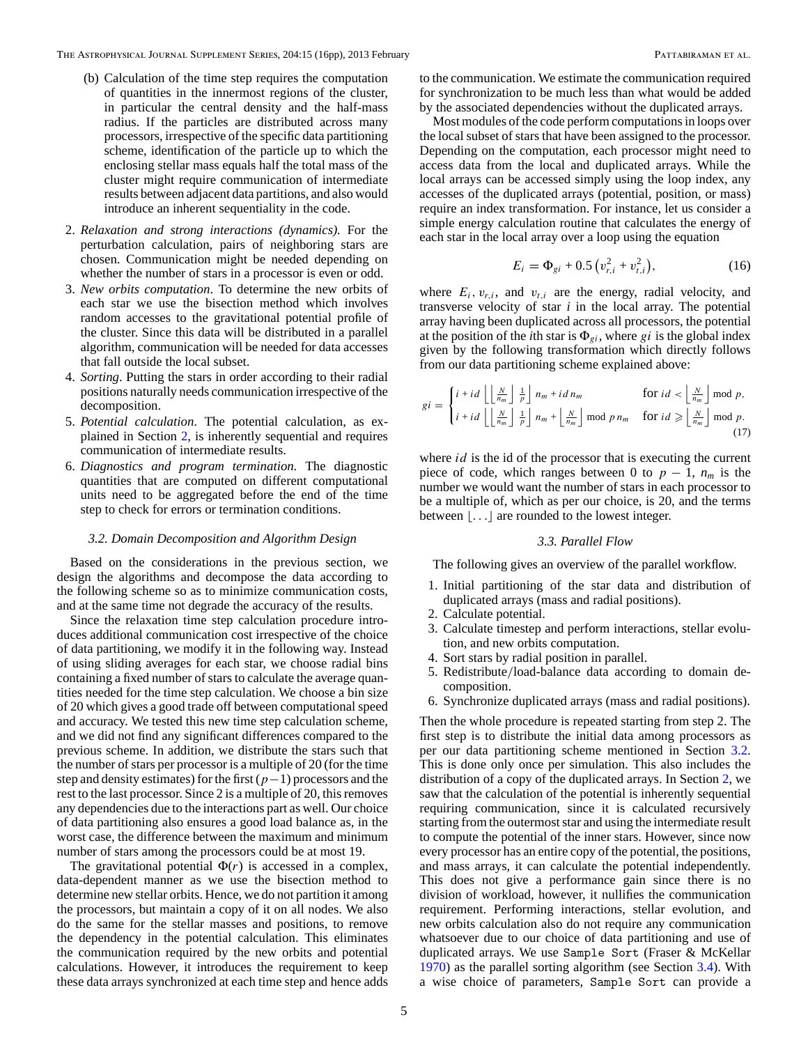(b) Calculation of the time step requires the computation of quantities in the innermost regions of the cluster, in particular the central density and the half-mass radius. If the particles are distributed across many processors, irrespective of the specific data partitioning scheme, identification of the particle up to which the enclosing stellar mass equals half the total mass of the cluster might require communication of intermediate results between adjacent data partitions, and also would introduce an inherent sequentiality in the code.

2. *Relaxation and strong interactions (dynamics).* For the perturbation calculation, pairs of neighboring stars are chosen. Communication might be needed depending on whether the number of stars in a processor is even or odd.
3. *New orbits computation*. To determine the new orbits of each star we use the bisection method which involves random accesses to the gravitational potential profile of the cluster. Since this data will be distributed in a parallel algorithm, communication will be needed for data accesses that fall outside the local subset.
4. *Sorting*. Putting the stars in order according to their radial positions naturally needs communication irrespective of the decomposition.
5. *Potential calculation*. The potential calculation, as explained in Section 2, is inherently sequential and requires communication of intermediate results.
6. *Diagnostics and program termination.* The diagnostic quantities that are computed on different computational units need to be aggregated before the end of the time step to check for errors or termination conditions.

### 3.2. Domain Decomposition and Algorithm Design

Based on the considerations in the previous section, we design the algorithms and decompose the data according to the following scheme so as to minimize communication costs, and at the same time not degrade the accuracy of the results.

Since the relaxation time step calculation procedure introduces additional communication cost irrespective of the choice of data partitioning, we modify it in the following way. Instead of using sliding averages for each star, we choose radial bins containing a fixed number of stars to calculate the average quantities needed for the time step calculation. We choose a bin size of 20 which gives a good trade off between computational speed and accuracy. We tested this new time step calculation scheme, and we did not find any significant differences compared to the previous scheme. In addition, we distribute the stars such that the number of stars per processor is a multiple of 20 (for the time step and density estimates) for the first $(p-1)$ processors and the rest to the last processor. Since 2 is a multiple of 20, this removes any dependencies due to the interactions part as well. Our choice of data partitioning also ensures a good load balance as, in the worst case, the difference between the maximum and minimum number of stars among the processors could be at most 19.

The gravitational potential $\Phi(r)$ is accessed in a complex, data-dependent manner as we use the bisection method to determine new stellar orbits. Hence, we do not partition it among the processors, but maintain a copy of it on all nodes. We also do the same for the stellar masses and positions, to remove the dependency in the potential calculation. This eliminates the communication required by the new orbits and potential calculations. However, it introduces the requirement to keep these data arrays synchronized at each time step and hence adds to the communication. We estimate the communication required for synchronization to be much less than what would be added by the associated dependencies without the duplicated arrays.

Most modules of the code perform computations in loops over the local subset of stars that have been assigned to the processor. Depending on the computation, each processor might need to access data from the local and duplicated arrays. While the local arrays can be accessed simply using the loop index, any accesses of the duplicated arrays (potential, position, or mass) require an index transformation. For instance, let us consider a simple energy calculation routine that calculates the energy of each star in the local array over a loop using the equation

$$E_i = \Phi_{gi} + 0.5\left(v_{r,i}^2 + v_{t,i}^2\right), \tag{16}$$

where $E_i$, $v_{r,i}$, and $v_{t,i}$ are the energy, radial velocity, and transverse velocity of star $i$ in the local array. The potential array having been duplicated across all processors, the potential at the position of the $i$th star is $\Phi_{gi}$, where $gi$ is the global index given by the following transformation which directly follows from our data partitioning scheme explained above:

$$gi = \begin{cases} i + id\left\lfloor \left\lfloor \frac{N}{n_m} \right\rfloor \frac{1}{p} \right\rfloor n_m + id\, n_m & \text{for } id < \left\lfloor \frac{N}{n_m} \right\rfloor \bmod p, \\ i + id\left\lfloor \left\lfloor \frac{N}{n_m} \right\rfloor \frac{1}{p} \right\rfloor n_m + \left\lfloor \frac{N}{n_m} \right\rfloor \bmod p\, n_m & \text{for } id \geqslant \left\lfloor \frac{N}{n_m} \right\rfloor \bmod p. \end{cases} \tag{17}$$

where $id$ is the id of the processor that is executing the current piece of code, which ranges between 0 to $p-1$, $n_m$ is the number we would want the number of stars in each processor to be a multiple of, which as per our choice, is 20, and the terms between $\lfloor \ldots \rfloor$ are rounded to the lowest integer.

### 3.3. Parallel Flow

The following gives an overview of the parallel workflow.

1. Initial partitioning of the star data and distribution of duplicated arrays (mass and radial positions).
2. Calculate potential.
3. Calculate timestep and perform interactions, stellar evolution, and new orbits computation.
4. Sort stars by radial position in parallel.
5. Redistribute/load-balance data according to domain decomposition.
6. Synchronize duplicated arrays (mass and radial positions).

Then the whole procedure is repeated starting from step 2. The first step is to distribute the initial data among processors as per our data partitioning scheme mentioned in Section 3.2. This is done only once per simulation. This also includes the distribution of a copy of the duplicated arrays. In Section 2, we saw that the calculation of the potential is inherently sequential requiring communication, since it is calculated recursively starting from the outermost star and using the intermediate result to compute the potential of the inner stars. However, since now every processor has an entire copy of the potential, the positions, and mass arrays, it can calculate the potential independently. This does not give a performance gain since there is no division of workload, however, it nullifies the communication requirement. Performing interactions, stellar evolution, and new orbits calculation also do not require any communication whatsoever due to our choice of data partitioning and use of duplicated arrays. We use `Sample Sort` (Fraser & McKellar 1970) as the parallel sorting algorithm (see Section 3.4). With a wise choice of parameters, `Sample Sort` can provide a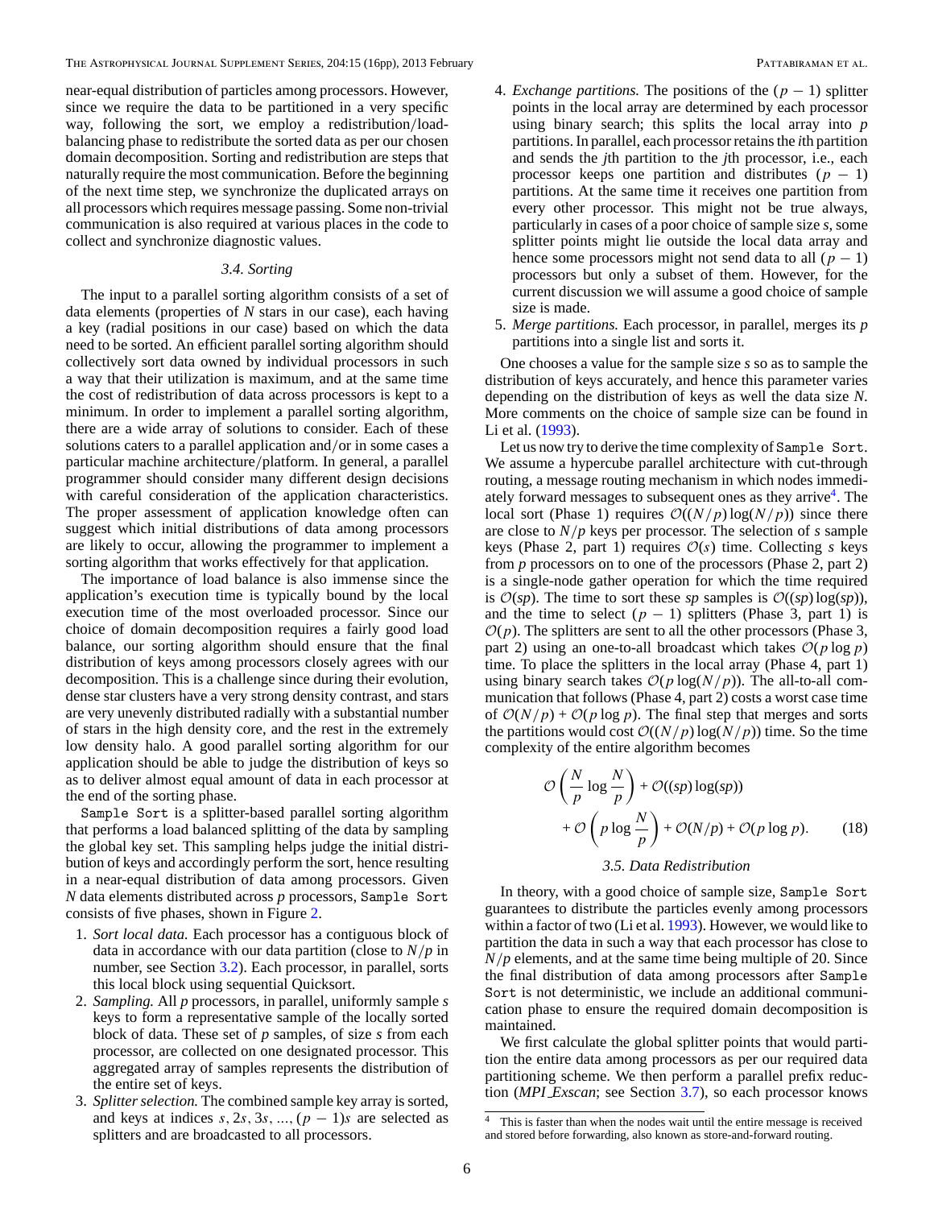near-equal distribution of particles among processors. However, since we require the data to be partitioned in a very specific way, following the sort, we employ a redistribution/load-balancing phase to redistribute the sorted data as per our chosen domain decomposition. Sorting and redistribution are steps that naturally require the most communication. Before the beginning of the next time step, we synchronize the duplicated arrays on all processors which requires message passing. Some non-trivial communication is also required at various places in the code to collect and synchronize diagnostic values.

### 3.4. Sorting

The input to a parallel sorting algorithm consists of a set of data elements (properties of $N$ stars in our case), each having a key (radial positions in our case) based on which the data need to be sorted. An efficient parallel sorting algorithm should collectively sort data owned by individual processors in such a way that their utilization is maximum, and at the same time the cost of redistribution of data across processors is kept to a minimum. In order to implement a parallel sorting algorithm, there are a wide array of solutions to consider. Each of these solutions caters to a parallel application and/or in some cases a particular machine architecture/platform. In general, a parallel programmer should consider many different design decisions with careful consideration of the application characteristics. The proper assessment of application knowledge often can suggest which initial distributions of data among processors are likely to occur, allowing the programmer to implement a sorting algorithm that works effectively for that application.

The importance of load balance is also immense since the application's execution time is typically bound by the local execution time of the most overloaded processor. Since our choice of domain decomposition requires a fairly good load balance, our sorting algorithm should ensure that the final distribution of keys among processors closely agrees with our decomposition. This is a challenge since during their evolution, dense star clusters have a very strong density contrast, and stars are very unevenly distributed radially with a substantial number of stars in the high density core, and the rest in the extremely low density halo. A good parallel sorting algorithm for our application should be able to judge the distribution of keys so as to deliver almost equal amount of data in each processor at the end of the sorting phase.

`Sample Sort` is a splitter-based parallel sorting algorithm that performs a load balanced splitting of the data by sampling the global key set. This sampling helps judge the initial distribution of keys and accordingly perform the sort, hence resulting in a near-equal distribution of data among processors. Given $N$ data elements distributed across $p$ processors, `Sample Sort` consists of five phases, shown in Figure 2.

1. *Sort local data.* Each processor has a contiguous block of data in accordance with our data partition (close to $N/p$ in number, see Section 3.2). Each processor, in parallel, sorts this local block using sequential Quicksort.
2. *Sampling.* All $p$ processors, in parallel, uniformly sample $s$ keys to form a representative sample of the locally sorted block of data. These set of $p$ samples, of size $s$ from each processor, are collected on one designated processor. This aggregated array of samples represents the distribution of the entire set of keys.
3. *Splitter selection.* The combined sample key array is sorted, and keys at indices $s, 2s, 3s, \ldots, (p-1)s$ are selected as splitters and are broadcasted to all processors.
4. *Exchange partitions.* The positions of the $(p-1)$ splitter points in the local array are determined by each processor using binary search; this splits the local array into $p$ partitions. In parallel, each processor retains the $i$th partition and sends the $j$th partition to the $j$th processor, i.e., each processor keeps one partition and distributes $(p-1)$ partitions. At the same time it receives one partition from every other processor. This might not be true always, particularly in cases of a poor choice of sample size $s$, some splitter points might lie outside the local data array and hence some processors might not send data to all $(p-1)$ processors but only a subset of them. However, for the current discussion we will assume a good choice of sample size is made.
5. *Merge partitions.* Each processor, in parallel, merges its $p$ partitions into a single list and sorts it.

One chooses a value for the sample size $s$ so as to sample the distribution of keys accurately, and hence this parameter varies depending on the distribution of keys as well the data size $N$. More comments on the choice of sample size can be found in Li et al. (1993).

Let us now try to derive the time complexity of `Sample Sort`. We assume a hypercube parallel architecture with cut-through routing, a message routing mechanism in which nodes immediately forward messages to subsequent ones as they arrive[4]. The local sort (Phase 1) requires $\mathcal{O}((N/p)\log(N/p))$ since there are close to $N/p$ keys per processor. The selection of $s$ sample keys (Phase 2, part 1) requires $\mathcal{O}(s)$ time. Collecting $s$ keys from $p$ processors on to one of the processors (Phase 2, part 2) is a single-node gather operation for which the time required is $\mathcal{O}(sp)$. The time to sort these $sp$ samples is $\mathcal{O}((sp)\log(sp))$, and the time to select $(p-1)$ splitters (Phase 3, part 1) is $\mathcal{O}(p)$. The splitters are sent to all the other processors (Phase 3, part 2) using an one-to-all broadcast which takes $\mathcal{O}(p\log p)$ time. To place the splitters in the local array (Phase 4, part 1) using binary search takes $\mathcal{O}(p\log(N/p))$. The all-to-all communication that follows (Phase 4, part 2) costs a worst case time of $\mathcal{O}(N/p) + \mathcal{O}(p\log p)$. The final step that merges and sorts the partitions would cost $\mathcal{O}((N/p)\log(N/p))$ time. So the time complexity of the entire algorithm becomes

$$\mathcal{O}\left(\frac{N}{p}\log\frac{N}{p}\right) + \mathcal{O}((sp)\log(sp)) + \mathcal{O}\left(p\log\frac{N}{p}\right) + \mathcal{O}(N/p) + \mathcal{O}(p\log p). \tag{18}$$

### 3.5. Data Redistribution

In theory, with a good choice of sample size, `Sample Sort` guarantees to distribute the particles evenly among processors within a factor of two (Li et al. 1993). However, we would like to partition the data in such a way that each processor has close to $N/p$ elements, and at the same time being multiple of 20. Since the final distribution of data among processors after `Sample Sort` is not deterministic, we include an additional communication phase to ensure the required domain decomposition is maintained.

We first calculate the global splitter points that would partition the entire data among processors as per our required data partitioning scheme. We then perform a parallel prefix reduction (*MPI_Exscan*; see Section 3.7), so each processor knows

[4] This is faster than when the nodes wait until the entire message is received and stored before forwarding, also known as store-and-forward routing.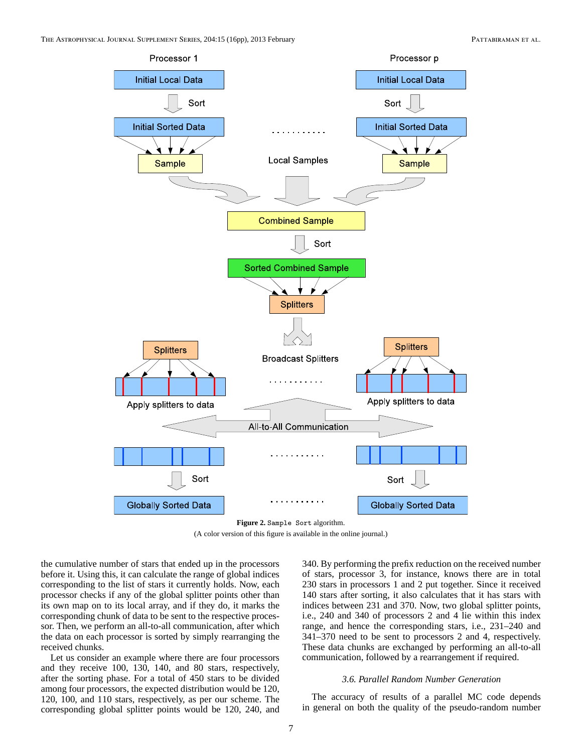**Figure 2.** `Sample Sort` algorithm.

(A color version of this figure is available in the online journal.)

the cumulative number of stars that ended up in the processors before it. Using this, it can calculate the range of global indices corresponding to the list of stars it currently holds. Now, each processor checks if any of the global splitter points other than its own map on to its local array, and if they do, it marks the corresponding chunk of data to be sent to the respective processor. Then, we perform an all-to-all communication, after which the data on each processor is sorted by simply rearranging the received chunks.

Let us consider an example where there are four processors and they receive 100, 130, 140, and 80 stars, respectively, after the sorting phase. For a total of 450 stars to be divided among four processors, the expected distribution would be 120, 120, 100, and 110 stars, respectively, as per our scheme. The corresponding global splitter points would be 120, 240, and 340. By performing the prefix reduction on the received number of stars, processor 3, for instance, knows there are in total 230 stars in processors 1 and 2 put together. Since it received 140 stars after sorting, it also calculates that it has stars with indices between 231 and 370. Now, two global splitter points, i.e., 240 and 340 of processors 2 and 4 lie within this index range, and hence the corresponding stars, i.e., 231–240 and 341–370 need to be sent to processors 2 and 4, respectively. These data chunks are exchanged by performing an all-to-all communication, followed by a rearrangement if required.

### *3.6. Parallel Random Number Generation*

The accuracy of results of a parallel MC code depends in general on both the quality of the pseudo-random number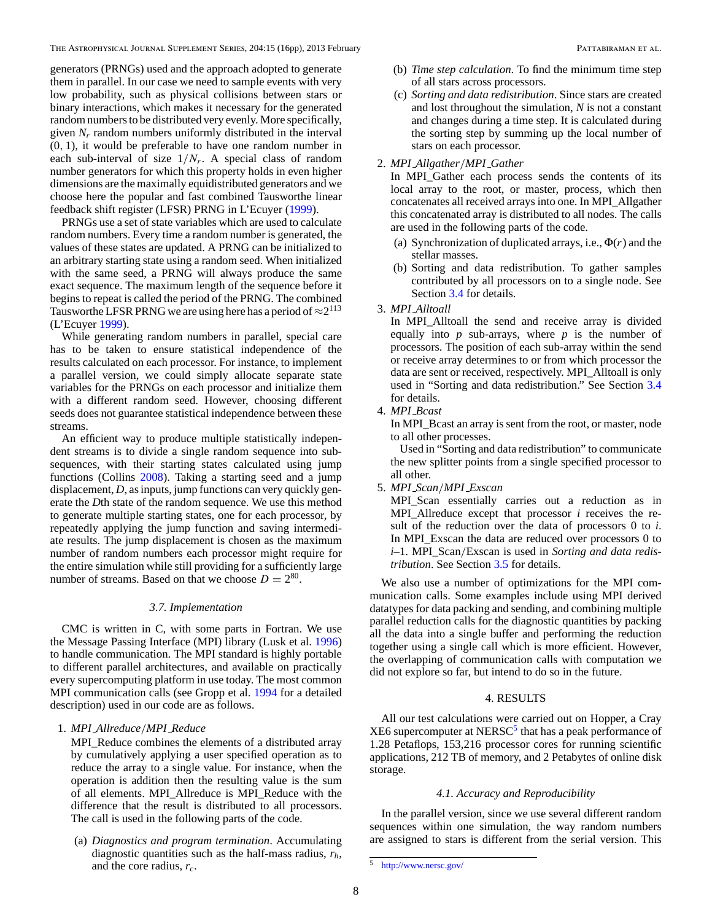generators (PRNGs) used and the approach adopted to generate them in parallel. In our case we need to sample events with very low probability, such as physical collisions between stars or binary interactions, which makes it necessary for the generated random numbers to be distributed very evenly. More specifically, given $N_r$ random numbers uniformly distributed in the interval (0, 1), it would be preferable to have one random number in each sub-interval of size $1/N_r$. A special class of random number generators for which this property holds in even higher dimensions are the maximally equidistributed generators and we choose here the popular and fast combined Tausworthe linear feedback shift register (LFSR) PRNG in L'Ecuyer (1999).

PRNGs use a set of state variables which are used to calculate random numbers. Every time a random number is generated, the values of these states are updated. A PRNG can be initialized to an arbitrary starting state using a random seed. When initialized with the same seed, a PRNG will always produce the same exact sequence. The maximum length of the sequence before it begins to repeat is called the period of the PRNG. The combined Tausworthe LFSR PRNG we are using here has a period of $\approx 2^{113}$ (L'Ecuyer 1999).

While generating random numbers in parallel, special care has to be taken to ensure statistical independence of the results calculated on each processor. For instance, to implement a parallel version, we could simply allocate separate state variables for the PRNGs on each processor and initialize them with a different random seed. However, choosing different seeds does not guarantee statistical independence between these streams.

An efficient way to produce multiple statistically independent streams is to divide a single random sequence into subsequences, with their starting states calculated using jump functions (Collins 2008). Taking a starting seed and a jump displacement, $D$, as inputs, jump functions can very quickly generate the $D$th state of the random sequence. We use this method to generate multiple starting states, one for each processor, by repeatedly applying the jump function and saving intermediate results. The jump displacement is chosen as the maximum number of random numbers each processor might require for the entire simulation while still providing for a sufficiently large number of streams. Based on that we choose $D = 2^{80}$.

### 3.7. Implementation

CMC is written in C, with some parts in Fortran. We use the Message Passing Interface (MPI) library (Lusk et al. 1996) to handle communication. The MPI standard is highly portable to different parallel architectures, and available on practically every supercomputing platform in use today. The most common MPI communication calls (see Gropp et al. 1994 for a detailed description) used in our code are as follows.

1. *MPI_Allreduce/MPI_Reduce*
   MPI_Reduce combines the elements of a distributed array by cumulatively applying a user specified operation as to reduce the array to a single value. For instance, when the operation is addition then the resulting value is the sum of all elements. MPI_Allreduce is MPI_Reduce with the difference that the result is distributed to all processors. The call is used in the following parts of the code.
   (a) *Diagnostics and program termination*. Accumulating diagnostic quantities such as the half-mass radius, $r_h$, and the core radius, $r_c$.
   (b) *Time step calculation*. To find the minimum time step of all stars across processors.
   (c) *Sorting and data redistribution*. Since stars are created and lost throughout the simulation, $N$ is not a constant and changes during a time step. It is calculated during the sorting step by summing up the local number of stars on each processor.
2. *MPI_Allgather/MPI_Gather*
   In MPI_Gather each process sends the contents of its local array to the root, or master, process, which then concatenates all received arrays into one. In MPI_Allgather this concatenated array is distributed to all nodes. The calls are used in the following parts of the code.
   (a) Synchronization of duplicated arrays, i.e., $\Phi(r)$ and the stellar masses.
   (b) Sorting and data redistribution. To gather samples contributed by all processors on to a single node. See Section 3.4 for details.
3. *MPI_Alltoall*
   In MPI_Alltoall the send and receive array is divided equally into $p$ sub-arrays, where $p$ is the number of processors. The position of each sub-array within the send or receive array determines to or from which processor the data are sent or received, respectively. MPI_Alltoall is only used in "Sorting and data redistribution." See Section 3.4 for details.
4. *MPI_Bcast*
   In MPI_Bcast an array is sent from the root, or master, node to all other processes.
   Used in "Sorting and data redistribution" to communicate the new splitter points from a single specified processor to all other.
5. *MPI_Scan/MPI_Exscan*
   MPI_Scan essentially carries out a reduction as in MPI_Allreduce except that processor $i$ receives the result of the reduction over the data of processors 0 to $i$. In MPI_Exscan the data are reduced over processors 0 to $i$–1. MPI_Scan/Exscan is used in *Sorting and data redistribution*. See Section 3.5 for details.

We also use a number of optimizations for the MPI communication calls. Some examples include using MPI derived datatypes for data packing and sending, and combining multiple parallel reduction calls for the diagnostic quantities by packing all the data into a single buffer and performing the reduction together using a single call which is more efficient. However, the overlapping of communication calls with computation we did not explore so far, but intend to do so in the future.

## 4. RESULTS

All our test calculations were carried out on Hopper, a Cray XE6 supercomputer at NERSC[5] that has a peak performance of 1.28 Petaflops, 153,216 processor cores for running scientific applications, 212 TB of memory, and 2 Petabytes of online disk storage.

### 4.1. Accuracy and Reproducibility

In the parallel version, since we use several different random sequences within one simulation, the way random numbers are assigned to stars is different from the serial version. This

[5] http://www.nersc.gov/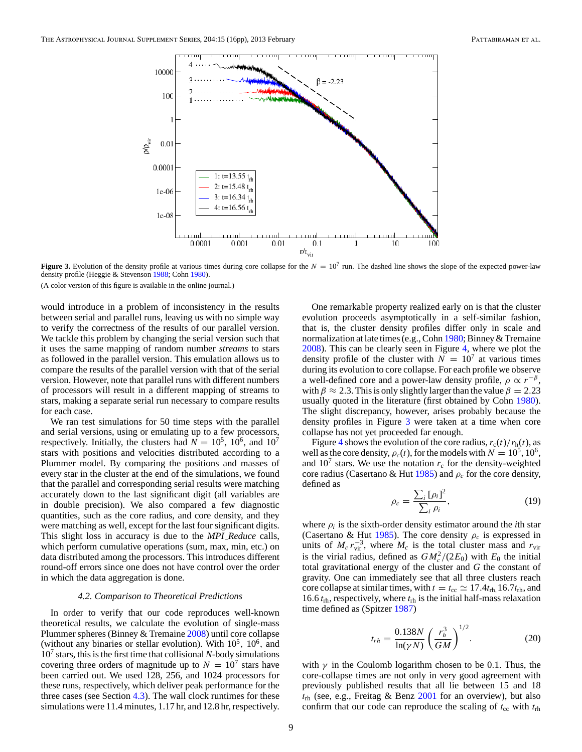**Figure 3.** Evolution of the density profile at various times during core collapse for the $N = 10^7$ run. The dashed line shows the slope of the expected power-law density profile (Heggie & Stevenson 1988; Cohn 1980).

(A color version of this figure is available in the online journal.)

would introduce in a problem of inconsistency in the results between serial and parallel runs, leaving us with no simple way to verify the correctness of the results of our parallel version. We tackle this problem by changing the serial version such that it uses the same mapping of random number *streams* to stars as followed in the parallel version. This emulation allows us to compare the results of the parallel version with that of the serial version. However, note that parallel runs with different numbers of processors will result in a different mapping of streams to stars, making a separate serial run necessary to compare results for each case.

We ran test simulations for 50 time steps with the parallel and serial versions, using or emulating up to a few processors, respectively. Initially, the clusters had $N = 10^5$, $10^6$, and $10^7$ stars with positions and velocities distributed according to a Plummer model. By comparing the positions and masses of every star in the cluster at the end of the simulations, we found that the parallel and corresponding serial results were matching accurately down to the last significant digit (all variables are in double precision). We also compared a few diagnostic quantities, such as the core radius, and core density, and they were matching as well, except for the last four significant digits. This slight loss in accuracy is due to the *MPI_Reduce* calls, which perform cumulative operations (sum, max, min, etc.) on data distributed among the processors. This introduces different round-off errors since one does not have control over the order in which the data aggregation is done.

### 4.2. Comparison to Theoretical Predictions

In order to verify that our code reproduces well-known theoretical results, we calculate the evolution of single-mass Plummer spheres (Binney & Tremaine 2008) until core collapse (without any binaries or stellar evolution). With $10^5$, $10^6$, and $10^7$ stars, this is the first time that collisional *N*-body simulations covering three orders of magnitude up to $N = 10^7$ stars have been carried out. We used 128, 256, and 1024 processors for these runs, respectively, which deliver peak performance for the three cases (see Section 4.3). The wall clock runtimes for these simulations were 11.4 minutes, 1.17 hr, and 12.8 hr, respectively.

One remarkable property realized early on is that the cluster evolution proceeds asymptotically in a self-similar fashion, that is, the cluster density profiles differ only in scale and normalization at late times (e.g., Cohn 1980; Binney & Tremaine 2008). This can be clearly seen in Figure 4, where we plot the density profile of the cluster with $N = 10^7$ at various times during its evolution to core collapse. For each profile we observe a well-defined core and a power-law density profile, $\rho \propto r^{-\beta}$, with $\beta \approx 2.3$. This is only slightly larger than the value $\beta = 2.23$ usually quoted in the literature (first obtained by Cohn 1980). The slight discrepancy, however, arises probably because the density profiles in Figure 3 were taken at a time when core collapse has not yet proceeded far enough.

Figure 4 shows the evolution of the core radius, $r_c(t)/r_h(t)$, as well as the core density, $\rho_c(t)$, for the models with $N = 10^5$, $10^6$, and $10^7$ stars. We use the notation $r_c$ for the density-weighted core radius (Casertano & Hut 1985) and $\rho_c$ for the core density, defined as

$$\rho_c = \frac{\sum_i [\rho_i]^2}{\sum_i \rho_i}, \tag{19}$$

where $\rho_i$ is the sixth-order density estimator around the $i$th star (Casertano & Hut 1985). The core density $\rho_c$ is expressed in units of $M_c\, r_{\rm vir}^{-3}$, where $M_c$ is the total cluster mass and $r_{\rm vir}$ is the virial radius, defined as $GM_c^2/(2E_0)$ with $E_0$ the initial total gravitational energy of the cluster and $G$ the constant of gravity. One can immediately see that all three clusters reach core collapse at similar times, with $t = t_{\rm cc} \simeq 17.4 t_{\rm rh}$, $16.7 t_{\rm rh}$, and $16.6\, t_{\rm rh}$, respectively, where $t_{\rm rh}$ is the initial half-mass relaxation time defined as (Spitzer 1987)

$$t_{rh} = \frac{0.138N}{\ln(\gamma N)} \left(\frac{r_h^3}{GM}\right)^{1/2}. \tag{20}$$

with $\gamma$ in the Coulomb logarithm chosen to be 0.1. Thus, the core-collapse times are not only in very good agreement with previously published results that all lie between 15 and 18 $t_{\rm rh}$ (see, e.g., Freitag & Benz 2001 for an overview), but also confirm that our code can reproduce the scaling of $t_{\rm cc}$ with $t_{\rm rh}$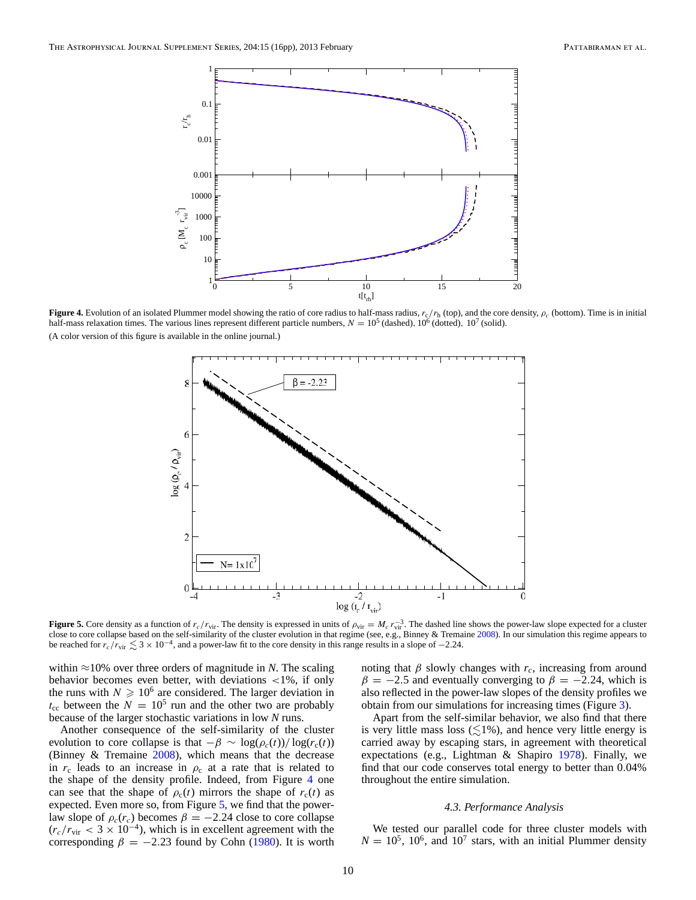**Figure 4.** Evolution of an isolated Plummer model showing the ratio of core radius to half-mass radius, $r_c/r_h$ (top), and the core density, $\rho_c$ (bottom). Time is in initial half-mass relaxation times. The various lines represent different particle numbers, $N = 10^5$ (dashed), $10^6$ (dotted), $10^7$ (solid).

(A color version of this figure is available in the online journal.)

**Figure 5.** Core density as a function of $r_c/r_{vir}$. The density is expressed in units of $\rho_{vir} = M_c\, r_{vir}^{-3}$. The dashed line shows the power-law slope expected for a cluster close to core collapse based on the self-similarity of the cluster evolution in that regime (see, e.g., Binney & Tremaine 2008). In our simulation this regime appears to be reached for $r_c/r_{vir} \lesssim 3 \times 10^{-4}$, and a power-law fit to the core density in this range results in a slope of $-2.24$.

within $\approx$10% over three orders of magnitude in $N$. The scaling behavior becomes even better, with deviations <1%, if only the runs with $N \geqslant 10^6$ are considered. The larger deviation in $t_{cc}$ between the $N = 10^5$ run and the other two are probably because of the larger stochastic variations in low $N$ runs.

Another consequence of the self-similarity of the cluster evolution to core collapse is that $-\beta \sim \log(\rho_c(t))/\log(r_c(t))$ (Binney & Tremaine 2008), which means that the decrease in $r_c$ leads to an increase in $\rho_c$ at a rate that is related to the shape of the density profile. Indeed, from Figure 4 one can see that the shape of $\rho_c(t)$ mirrors the shape of $r_c(t)$ as expected. Even more so, from Figure 5, we find that the power-law slope of $\rho_c(r_c)$ becomes $\beta = -2.24$ close to core collapse ($r_c/r_{vir} < 3 \times 10^{-4}$), which is in excellent agreement with the corresponding $\beta = -2.23$ found by Cohn (1980). It is worth noting that $\beta$ slowly changes with $r_c$, increasing from around $\beta = -2.5$ and eventually converging to $\beta = -2.24$, which is also reflected in the power-law slopes of the density profiles we obtain from our simulations for increasing times (Figure 3).

Apart from the self-similar behavior, we also find that there is very little mass loss ($\lesssim$1%), and hence very little energy is carried away by escaping stars, in agreement with theoretical expectations (e.g., Lightman & Shapiro 1978). Finally, we find that our code conserves total energy to better than 0.04% throughout the entire simulation.

### 4.3. Performance Analysis

We tested our parallel code for three cluster models with $N = 10^5$, $10^6$, and $10^7$ stars, with an initial Plummer density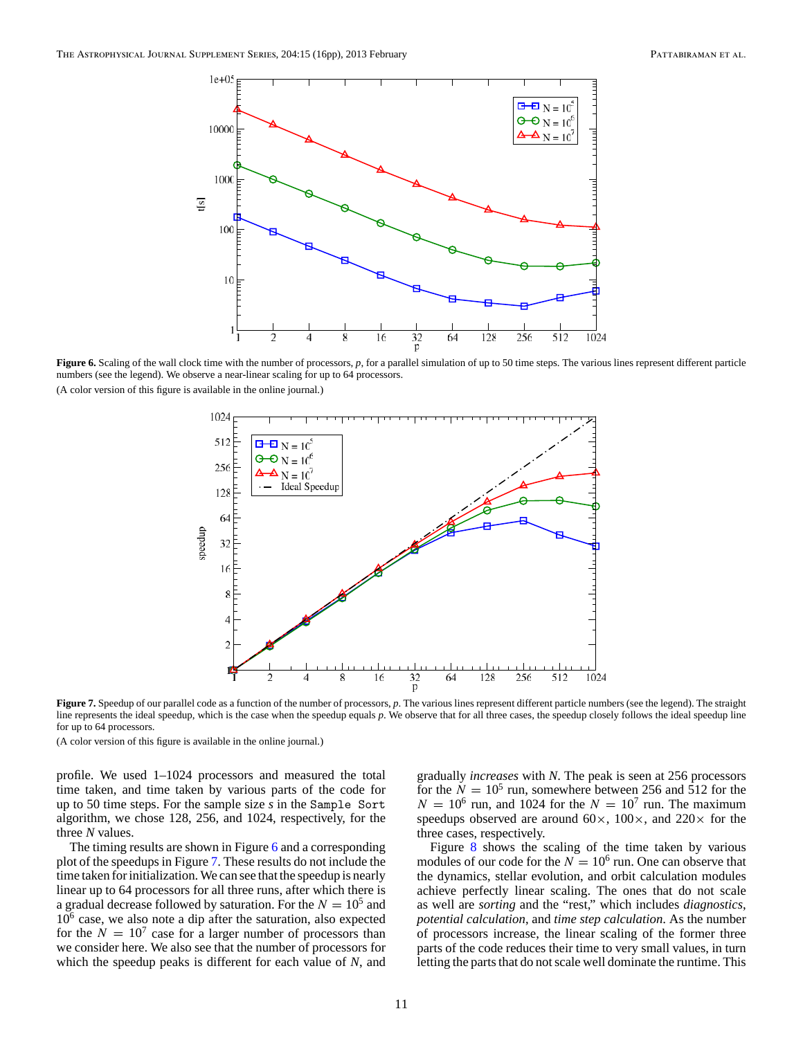**Figure 6.** Scaling of the wall clock time with the number of processors, *p*, for a parallel simulation of up to 50 time steps. The various lines represent different particle numbers (see the legend). We observe a near-linear scaling for up to 64 processors.

(A color version of this figure is available in the online journal.)

**Figure 7.** Speedup of our parallel code as a function of the number of processors, *p*. The various lines represent different particle numbers (see the legend). The straight line represents the ideal speedup, which is the case when the speedup equals *p*. We observe that for all three cases, the speedup closely follows the ideal speedup line for up to 64 processors.

(A color version of this figure is available in the online journal.)

profile. We used 1–1024 processors and measured the total time taken, and time taken by various parts of the code for up to 50 time steps. For the sample size *s* in the `Sample Sort` algorithm, we chose 128, 256, and 1024, respectively, for the three *N* values.

The timing results are shown in Figure 6 and a corresponding plot of the speedups in Figure 7. These results do not include the time taken for initialization. We can see that the speedup is nearly linear up to 64 processors for all three runs, after which there is a gradual decrease followed by saturation. For the $N = 10^5$ and $10^6$ case, we also note a dip after the saturation, also expected for the $N = 10^7$ case for a larger number of processors than we consider here. We also see that the number of processors for which the speedup peaks is different for each value of *N*, and gradually *increases* with *N*. The peak is seen at 256 processors for the $N = 10^5$ run, somewhere between 256 and 512 for the $N = 10^6$ run, and 1024 for the $N = 10^7$ run. The maximum speedups observed are around 60×, 100×, and 220× for the three cases, respectively.

Figure 8 shows the scaling of the time taken by various modules of our code for the $N = 10^6$ run. One can observe that the dynamics, stellar evolution, and orbit calculation modules achieve perfectly linear scaling. The ones that do not scale as well are *sorting* and the "rest," which includes *diagnostics*, *potential calculation*, and *time step calculation*. As the number of processors increase, the linear scaling of the former three parts of the code reduces their time to very small values, in turn letting the parts that do not scale well dominate the runtime. This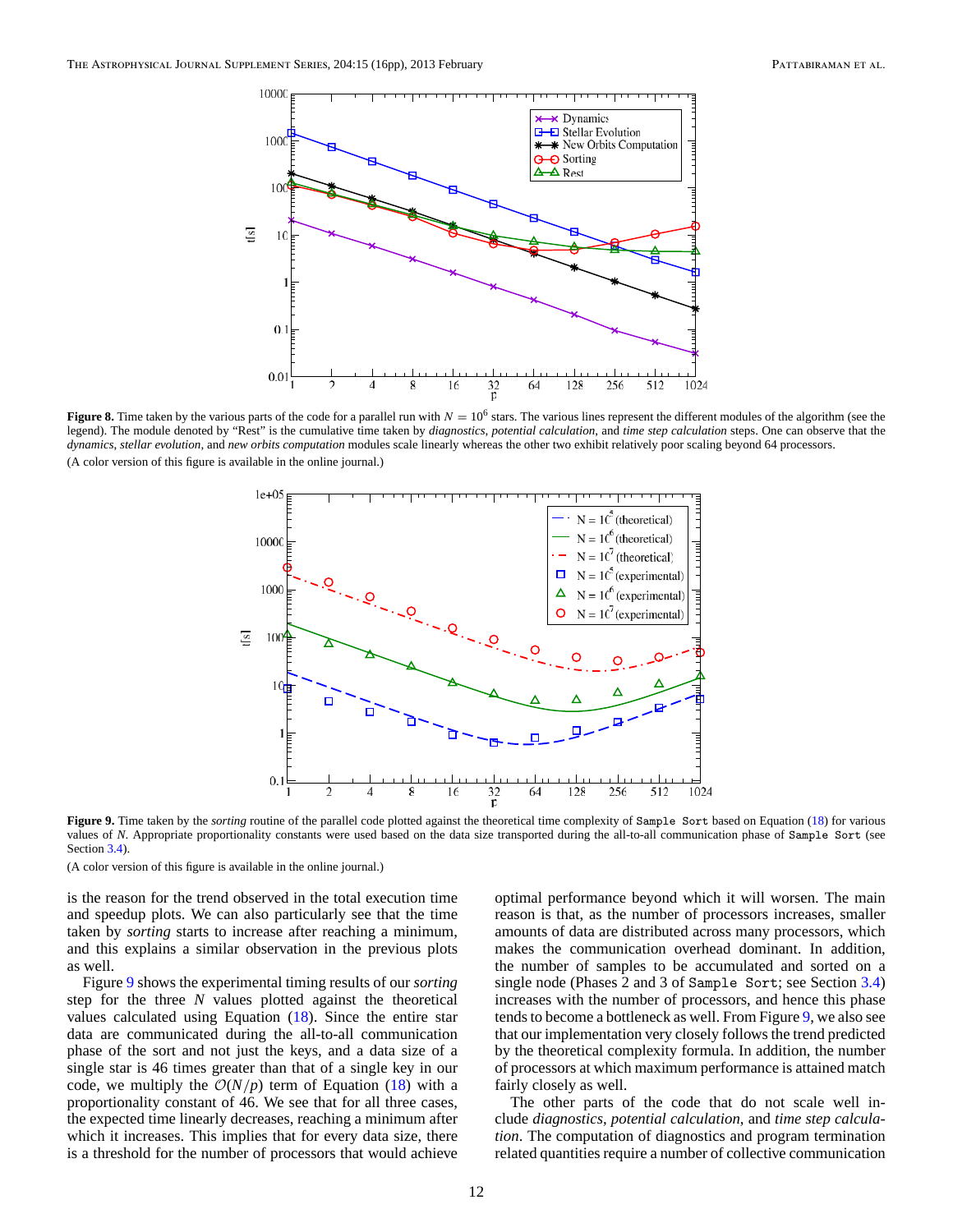**Figure 8.** Time taken by the various parts of the code for a parallel run with $N = 10^6$ stars. The various lines represent the different modules of the algorithm (see the legend). The module denoted by "Rest" is the cumulative time taken by *diagnostics*, *potential calculation*, and *time step calculation* steps. One can observe that the *dynamics*, *stellar evolution*, and *new orbits computation* modules scale linearly whereas the other two exhibit relatively poor scaling beyond 64 processors.

(A color version of this figure is available in the online journal.)

**Figure 9.** Time taken by the *sorting* routine of the parallel code plotted against the theoretical time complexity of `Sample Sort` based on Equation (18) for various values of $N$. Appropriate proportionality constants were used based on the data size transported during the all-to-all communication phase of `Sample Sort` (see Section 3.4).

(A color version of this figure is available in the online journal.)

is the reason for the trend observed in the total execution time and speedup plots. We can also particularly see that the time taken by *sorting* starts to increase after reaching a minimum, and this explains a similar observation in the previous plots as well.

Figure 9 shows the experimental timing results of our *sorting* step for the three $N$ values plotted against the theoretical values calculated using Equation (18). Since the entire star data are communicated during the all-to-all communication phase of the sort and not just the keys, and a data size of a single star is 46 times greater than that of a single key in our code, we multiply the $\mathcal{O}(N/p)$ term of Equation (18) with a proportionality constant of 46. We see that for all three cases, the expected time linearly decreases, reaching a minimum after which it increases. This implies that for every data size, there is a threshold for the number of processors that would achieve optimal performance beyond which it will worsen. The main reason is that, as the number of processors increases, smaller amounts of data are distributed across many processors, which makes the communication overhead dominant. In addition, the number of samples to be accumulated and sorted on a single node (Phases 2 and 3 of `Sample Sort`; see Section 3.4) increases with the number of processors, and hence this phase tends to become a bottleneck as well. From Figure 9, we also see that our implementation very closely follows the trend predicted by the theoretical complexity formula. In addition, the number of processors at which maximum performance is attained match fairly closely as well.

The other parts of the code that do not scale well include *diagnostics*, *potential calculation*, and *time step calculation*. The computation of diagnostics and program termination related quantities require a number of collective communication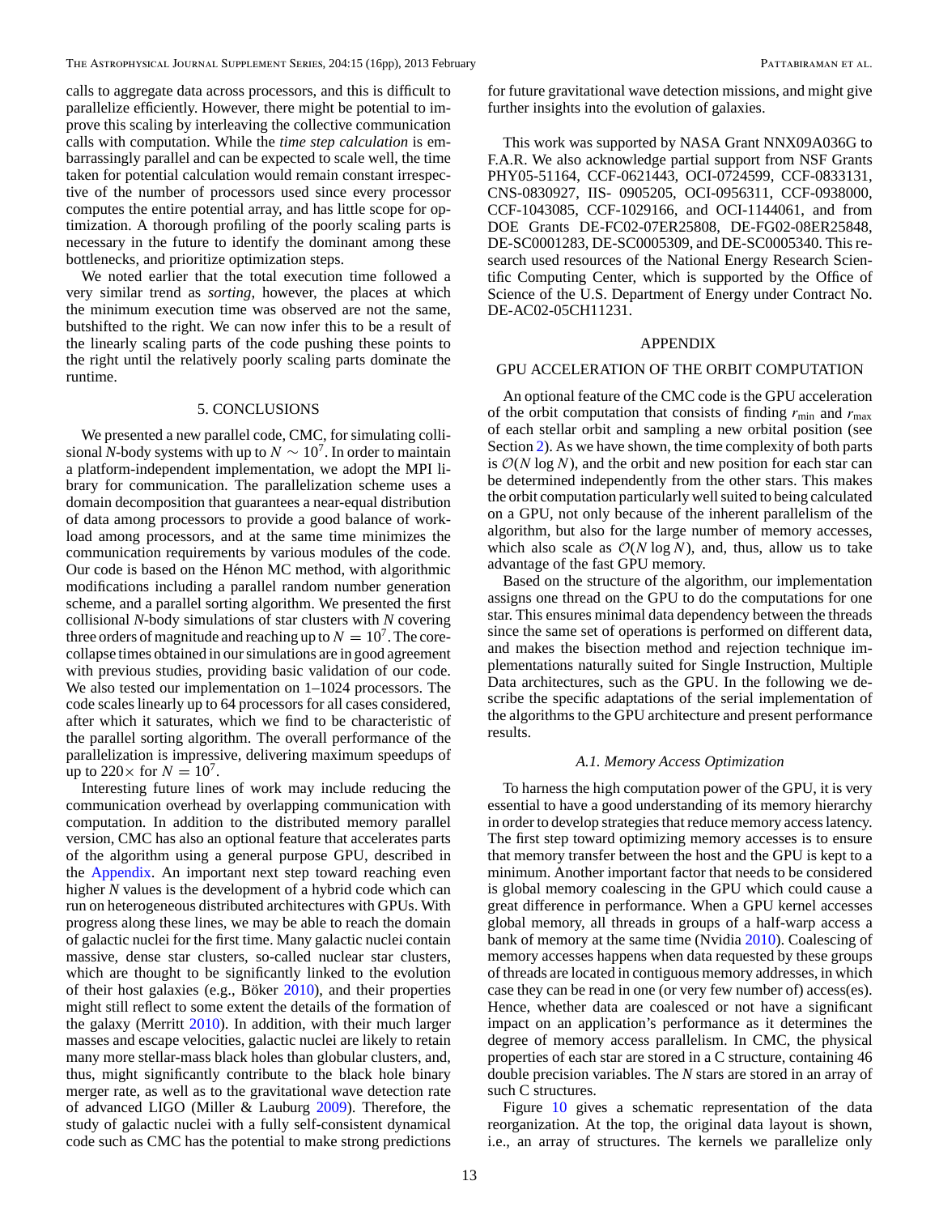calls to aggregate data across processors, and this is difficult to parallelize efficiently. However, there might be potential to improve this scaling by interleaving the collective communication calls with computation. While the *time step calculation* is embarrassingly parallel and can be expected to scale well, the time taken for potential calculation would remain constant irrespective of the number of processors used since every processor computes the entire potential array, and has little scope for optimization. A thorough profiling of the poorly scaling parts is necessary in the future to identify the dominant among these bottlenecks, and prioritize optimization steps.

We noted earlier that the total execution time followed a very similar trend as *sorting*, however, the places at which the minimum execution time was observed are not the same, butshifted to the right. We can now infer this to be a result of the linearly scaling parts of the code pushing these points to the right until the relatively poorly scaling parts dominate the runtime.

## 5. CONCLUSIONS

We presented a new parallel code, CMC, for simulating collisional $N$-body systems with up to $N \sim 10^7$. In order to maintain a platform-independent implementation, we adopt the MPI library for communication. The parallelization scheme uses a domain decomposition that guarantees a near-equal distribution of data among processors to provide a good balance of workload among processors, and at the same time minimizes the communication requirements by various modules of the code. Our code is based on the Hénon MC method, with algorithmic modifications including a parallel random number generation scheme, and a parallel sorting algorithm. We presented the first collisional $N$-body simulations of star clusters with $N$ covering three orders of magnitude and reaching up to $N = 10^7$. The core-collapse times obtained in our simulations are in good agreement with previous studies, providing basic validation of our code. We also tested our implementation on 1–1024 processors. The code scales linearly up to 64 processors for all cases considered, after which it saturates, which we find to be characteristic of the parallel sorting algorithm. The overall performance of the parallelization is impressive, delivering maximum speedups of up to 220× for $N = 10^7$.

Interesting future lines of work may include reducing the communication overhead by overlapping communication with computation. In addition to the distributed memory parallel version, CMC has also an optional feature that accelerates parts of the algorithm using a general purpose GPU, described in the Appendix. An important next step toward reaching even higher $N$ values is the development of a hybrid code which can run on heterogeneous distributed architectures with GPUs. With progress along these lines, we may be able to reach the domain of galactic nuclei for the first time. Many galactic nuclei contain massive, dense star clusters, so-called nuclear star clusters, which are thought to be significantly linked to the evolution of their host galaxies (e.g., Böker 2010), and their properties might still reflect to some extent the details of the formation of the galaxy (Merritt 2010). In addition, with their much larger masses and escape velocities, galactic nuclei are likely to retain many more stellar-mass black holes than globular clusters, and, thus, might significantly contribute to the black hole binary merger rate, as well as to the gravitational wave detection rate of advanced LIGO (Miller & Lauburg 2009). Therefore, the study of galactic nuclei with a fully self-consistent dynamical code such as CMC has the potential to make strong predictions for future gravitational wave detection missions, and might give further insights into the evolution of galaxies.

This work was supported by NASA Grant NNX09A036G to F.A.R. We also acknowledge partial support from NSF Grants PHY05-51164, CCF-0621443, OCI-0724599, CCF-0833131, CNS-0830927, IIS- 0905205, OCI-0956311, CCF-0938000, CCF-1043085, CCF-1029166, and OCI-1144061, and from DOE Grants DE-FC02-07ER25808, DE-FG02-08ER25848, DE-SC0001283, DE-SC0005309, and DE-SC0005340. This research used resources of the National Energy Research Scientific Computing Center, which is supported by the Office of Science of the U.S. Department of Energy under Contract No. DE-AC02-05CH11231.

## APPENDIX

## GPU ACCELERATION OF THE ORBIT COMPUTATION

An optional feature of the CMC code is the GPU acceleration of the orbit computation that consists of finding $r_{\rm min}$ and $r_{\rm max}$ of each stellar orbit and sampling a new orbital position (see Section 2). As we have shown, the time complexity of both parts is $\mathcal{O}(N \log N)$, and the orbit and new position for each star can be determined independently from the other stars. This makes the orbit computation particularly well suited to being calculated on a GPU, not only because of the inherent parallelism of the algorithm, but also for the large number of memory accesses, which also scale as $\mathcal{O}(N \log N)$, and, thus, allow us to take advantage of the fast GPU memory.

Based on the structure of the algorithm, our implementation assigns one thread on the GPU to do the computations for one star. This ensures minimal data dependency between the threads since the same set of operations is performed on different data, and makes the bisection method and rejection technique implementations naturally suited for Single Instruction, Multiple Data architectures, such as the GPU. In the following we describe the specific adaptations of the serial implementation of the algorithms to the GPU architecture and present performance results.

### A.1. Memory Access Optimization

To harness the high computation power of the GPU, it is very essential to have a good understanding of its memory hierarchy in order to develop strategies that reduce memory access latency. The first step toward optimizing memory accesses is to ensure that memory transfer between the host and the GPU is kept to a minimum. Another important factor that needs to be considered is global memory coalescing in the GPU which could cause a great difference in performance. When a GPU kernel accesses global memory, all threads in groups of a half-warp access a bank of memory at the same time (Nvidia 2010). Coalescing of memory accesses happens when data requested by these groups of threads are located in contiguous memory addresses, in which case they can be read in one (or very few number of) access(es). Hence, whether data are coalesced or not have a significant impact on an application's performance as it determines the degree of memory access parallelism. In CMC, the physical properties of each star are stored in a C structure, containing 46 double precision variables. The $N$ stars are stored in an array of such C structures.

Figure 10 gives a schematic representation of the data reorganization. At the top, the original data layout is shown, i.e., an array of structures. The kernels we parallelize only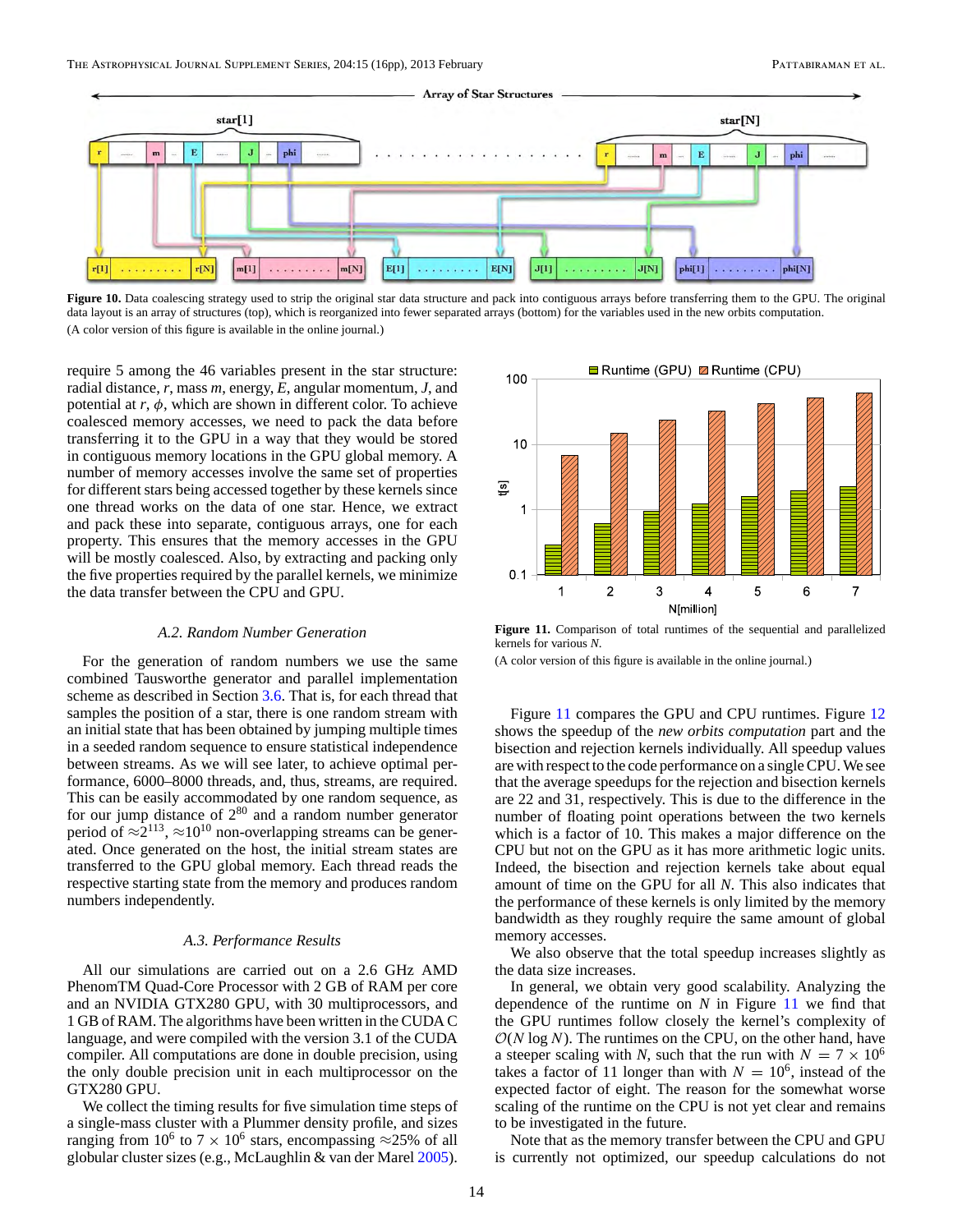Figure 10. Data coalescing strategy used to strip the original star data structure and pack into contiguous arrays before transferring them to the GPU. The original data layout is an array of structures (top), which is reorganized into fewer separated arrays (bottom) for the variables used in the new orbits computation.

(A color version of this figure is available in the online journal.)

require 5 among the 46 variables present in the star structure: radial distance, $r$, mass $m$, energy, $E$, angular momentum, $J$, and potential at $r$, $\phi$, which are shown in different color. To achieve coalesced memory accesses, we need to pack the data before transferring it to the GPU in a way that they would be stored in contiguous memory locations in the GPU global memory. A number of memory accesses involve the same set of properties for different stars being accessed together by these kernels since one thread works on the data of one star. Hence, we extract and pack these into separate, contiguous arrays, one for each property. This ensures that the memory accesses in the GPU will be mostly coalesced. Also, by extracting and packing only the five properties required by the parallel kernels, we minimize the data transfer between the CPU and GPU.

### A.2. Random Number Generation

For the generation of random numbers we use the same combined Tausworthe generator and parallel implementation scheme as described in Section 3.6. That is, for each thread that samples the position of a star, there is one random stream with an initial state that has been obtained by jumping multiple times in a seeded random sequence to ensure statistical independence between streams. As we will see later, to achieve optimal performance, 6000–8000 threads, and, thus, streams, are required. This can be easily accommodated by one random sequence, as for our jump distance of $2^{80}$ and a random number generator period of $\approx 2^{113}$, $\approx 10^{10}$ non-overlapping streams can be generated. Once generated on the host, the initial stream states are transferred to the GPU global memory. Each thread reads the respective starting state from the memory and produces random numbers independently.

### A.3. Performance Results

All our simulations are carried out on a 2.6 GHz AMD PhenomTM Quad-Core Processor with 2 GB of RAM per core and an NVIDIA GTX280 GPU, with 30 multiprocessors, and 1 GB of RAM. The algorithms have been written in the CUDA C language, and were compiled with the version 3.1 of the CUDA compiler. All computations are done in double precision, using the only double precision unit in each multiprocessor on the GTX280 GPU.

We collect the timing results for five simulation time steps of a single-mass cluster with a Plummer density profile, and sizes ranging from $10^6$ to $7 \times 10^6$ stars, encompassing $\approx$25% of all globular cluster sizes (e.g., McLaughlin & van der Marel 2005).

Figure 11. Comparison of total runtimes of the sequential and parallelized kernels for various $N$.

(A color version of this figure is available in the online journal.)

Figure 11 compares the GPU and CPU runtimes. Figure 12 shows the speedup of the *new orbits computation* part and the bisection and rejection kernels individually. All speedup values are with respect to the code performance on a single CPU. We see that the average speedups for the rejection and bisection kernels are 22 and 31, respectively. This is due to the difference in the number of floating point operations between the two kernels which is a factor of 10. This makes a major difference on the CPU but not on the GPU as it has more arithmetic logic units. Indeed, the bisection and rejection kernels take about equal amount of time on the GPU for all $N$. This also indicates that the performance of these kernels is only limited by the memory bandwidth as they roughly require the same amount of global memory accesses.

We also observe that the total speedup increases slightly as the data size increases.

In general, we obtain very good scalability. Analyzing the dependence of the runtime on $N$ in Figure 11 we find that the GPU runtimes follow closely the kernel's complexity of $\mathcal{O}(N \log N)$. The runtimes on the CPU, on the other hand, have a steeper scaling with $N$, such that the run with $N = 7 \times 10^6$ takes a factor of 11 longer than with $N = 10^6$, instead of the expected factor of eight. The reason for the somewhat worse scaling of the runtime on the CPU is not yet clear and remains to be investigated in the future.

Note that as the memory transfer between the CPU and GPU is currently not optimized, our speedup calculations do not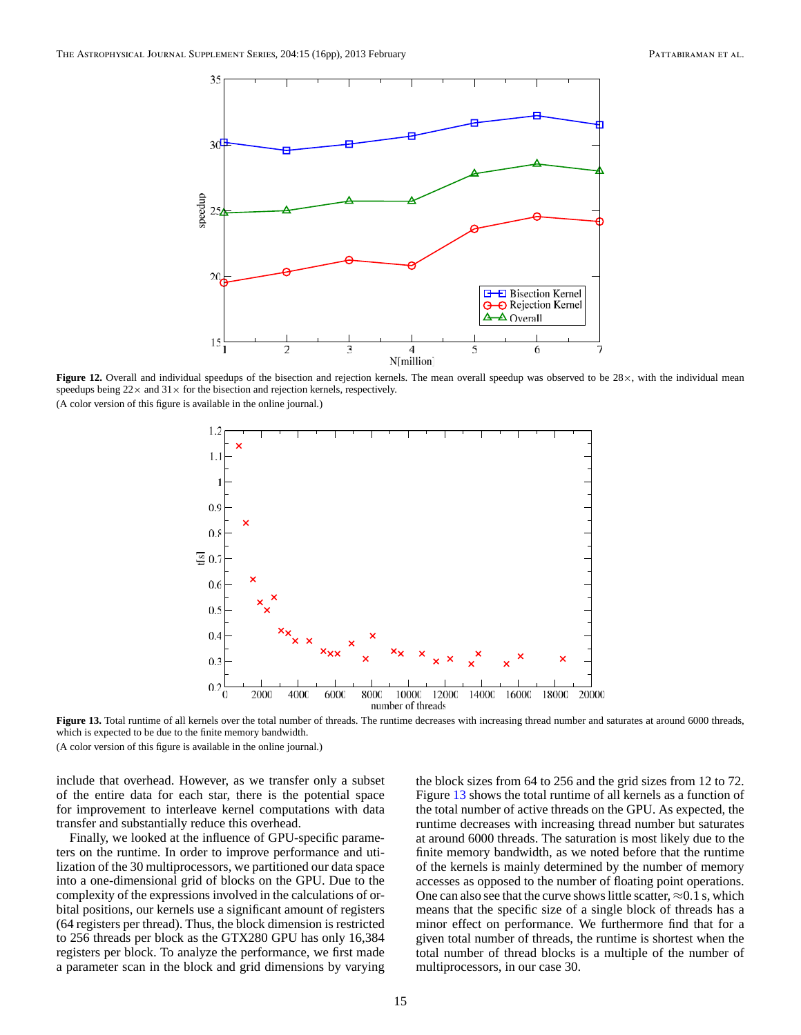**Figure 12.** Overall and individual speedups of the bisection and rejection kernels. The mean overall speedup was observed to be 28×, with the individual mean speedups being 22× and 31× for the bisection and rejection kernels, respectively.

(A color version of this figure is available in the online journal.)

**Figure 13.** Total runtime of all kernels over the total number of threads. The runtime decreases with increasing thread number and saturates at around 6000 threads, which is expected to be due to the finite memory bandwidth.

(A color version of this figure is available in the online journal.)

include that overhead. However, as we transfer only a subset of the entire data for each star, there is the potential space for improvement to interleave kernel computations with data transfer and substantially reduce this overhead.

Finally, we looked at the influence of GPU-specific parameters on the runtime. In order to improve performance and utilization of the 30 multiprocessors, we partitioned our data space into a one-dimensional grid of blocks on the GPU. Due to the complexity of the expressions involved in the calculations of orbital positions, our kernels use a significant amount of registers (64 registers per thread). Thus, the block dimension is restricted to 256 threads per block as the GTX280 GPU has only 16,384 registers per block. To analyze the performance, we first made a parameter scan in the block and grid dimensions by varying the block sizes from 64 to 256 and the grid sizes from 12 to 72. Figure 13 shows the total runtime of all kernels as a function of the total number of active threads on the GPU. As expected, the runtime decreases with increasing thread number but saturates at around 6000 threads. The saturation is most likely due to the finite memory bandwidth, as we noted before that the runtime of the kernels is mainly determined by the number of memory accesses as opposed to the number of floating point operations. One can also see that the curve shows little scatter, ≈0.1 s, which means that the specific size of a single block of threads has a minor effect on performance. We furthermore find that for a given total number of threads, the runtime is shortest when the total number of thread blocks is a multiple of the number of multiprocessors, in our case 30.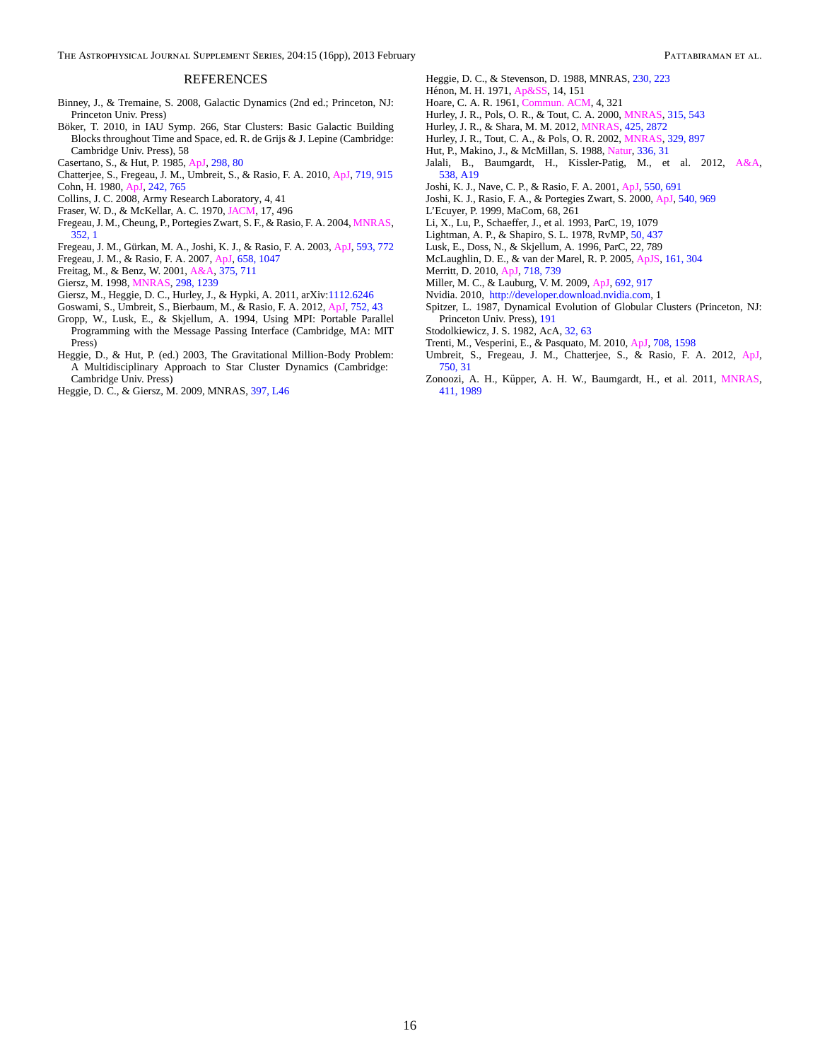## REFERENCES

Binney, J., & Tremaine, S. 2008, Galactic Dynamics (2nd ed.; Princeton, NJ: Princeton Univ. Press)

Böker, T. 2010, in IAU Symp. 266, Star Clusters: Basic Galactic Building Blocks throughout Time and Space, ed. R. de Grijs & J. Lepine (Cambridge: Cambridge Univ. Press), 58

Casertano, S., & Hut, P. 1985, ApJ, 298, 80

Chatterjee, S., Fregeau, J. M., Umbreit, S., & Rasio, F. A. 2010, ApJ, 719, 915

Cohn, H. 1980, ApJ, 242, 765

Collins, J. C. 2008, Army Research Laboratory, 4, 41

Fraser, W. D., & McKellar, A. C. 1970, JACM, 17, 496

Fregeau, J. M., Cheung, P., Portegies Zwart, S. F., & Rasio, F. A. 2004, MNRAS, 352, 1

Fregeau, J. M., Gürkan, M. A., Joshi, K. J., & Rasio, F. A. 2003, ApJ, 593, 772

Fregeau, J. M., & Rasio, F. A. 2007, ApJ, 658, 1047

Freitag, M., & Benz, W. 2001, A&A, 375, 711

Giersz, M. 1998, MNRAS, 298, 1239

Giersz, M., Heggie, D. C., Hurley, J., & Hypki, A. 2011, arXiv:1112.6246

Goswami, S., Umbreit, S., Bierbaum, M., & Rasio, F. A. 2012, ApJ, 752, 43

Gropp, W., Lusk, E., & Skjellum, A. 1994, Using MPI: Portable Parallel Programming with the Message Passing Interface (Cambridge, MA: MIT Press)

Heggie, D., & Hut, P. (ed.) 2003, The Gravitational Million-Body Problem: A Multidisciplinary Approach to Star Cluster Dynamics (Cambridge: Cambridge Univ. Press)

Heggie, D. C., & Giersz, M. 2009, MNRAS, 397, L46

Heggie, D. C., & Stevenson, D. 1988, MNRAS, 230, 223

Hénon, M. H. 1971, Ap&SS, 14, 151

Hoare, C. A. R. 1961, Commun. ACM, 4, 321

Hurley, J. R., Pols, O. R., & Tout, C. A. 2000, MNRAS, 315, 543

Hurley, J. R., & Shara, M. M. 2012, MNRAS, 425, 2872

Hurley, J. R., Tout, C. A., & Pols, O. R. 2002, MNRAS, 329, 897

Hut, P., Makino, J., & McMillan, S. 1988, Natur, 336, 31

Jalali, B., Baumgardt, H., Kissler-Patig, M., et al. 2012, A&A, 538, A19

Joshi, K. J., Nave, C. P., & Rasio, F. A. 2001, ApJ, 550, 691

Joshi, K. J., Rasio, F. A., & Portegies Zwart, S. 2000, ApJ, 540, 969

L'Ecuyer, P. 1999, MaCom, 68, 261

Li, X., Lu, P., Schaeffer, J., et al. 1993, ParC, 19, 1079

Lightman, A. P., & Shapiro, S. L. 1978, RvMP, 50, 437

Lusk, E., Doss, N., & Skjellum, A. 1996, ParC, 22, 789

McLaughlin, D. E., & van der Marel, R. P. 2005, ApJS, 161, 304

Merritt, D. 2010, ApJ, 718, 739

Miller, M. C., & Lauburg, V. M. 2009, ApJ, 692, 917

Nvidia. 2010, http://developer.download.nvidia.com, 1

Spitzer, L. 1987, Dynamical Evolution of Globular Clusters (Princeton, NJ: Princeton Univ. Press), 191

Stodolkiewicz, J. S. 1982, AcA, 32, 63

Trenti, M., Vesperini, E., & Pasquato, M. 2010, ApJ, 708, 1598

Umbreit, S., Fregeau, J. M., Chatterjee, S., & Rasio, F. A. 2012, ApJ, 750, 31

Zonoozi, A. H., Küpper, A. H. W., Baumgardt, H., et al. 2011, MNRAS, 411, 1989